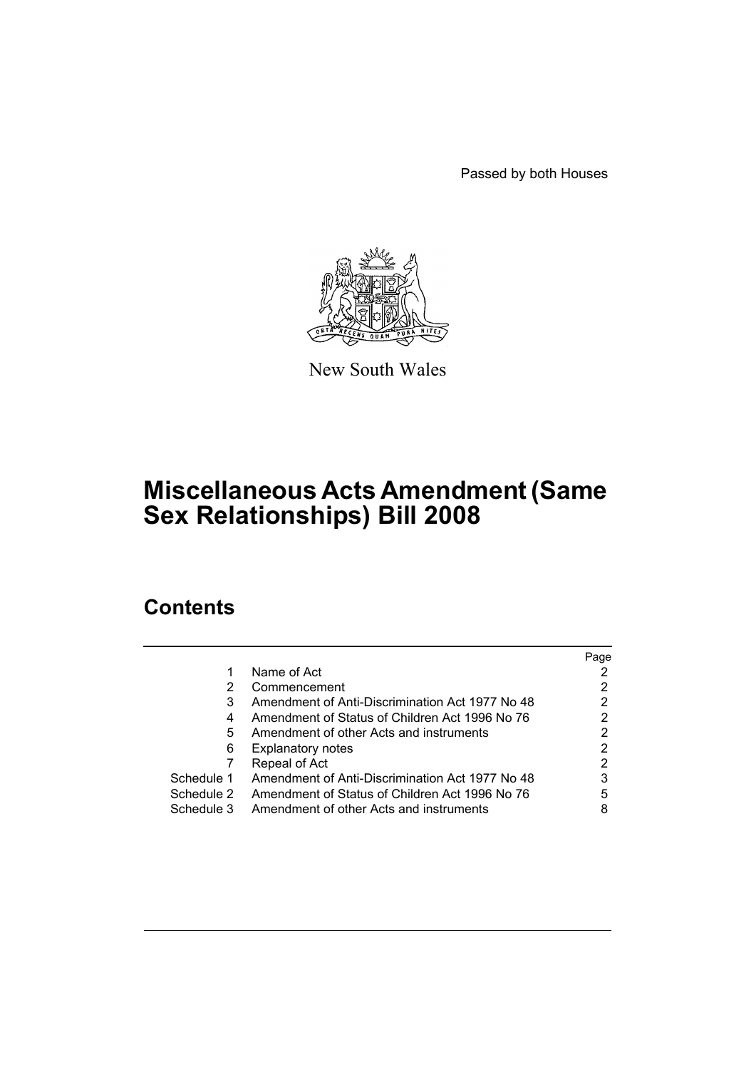Passed by both Houses

New South Wales

# Miscellaneous Acts Amendment (Same Sex Relationships) Bill 2008

## Contents

| | | Page |
|---|---|---|
| 1 | Name of Act | 2 |
| 2 | Commencement | 2 |
| 3 | Amendment of Anti-Discrimination Act 1977 No 48 | 2 |
| 4 | Amendment of Status of Children Act 1996 No 76 | 2 |
| 5 | Amendment of other Acts and instruments | 2 |
| 6 | Explanatory notes | 2 |
| 7 | Repeal of Act | 2 |
| Schedule 1 | Amendment of Anti-Discrimination Act 1977 No 48 | 3 |
| Schedule 2 | Amendment of Status of Children Act 1996 No 76 | 5 |
| Schedule 3 | Amendment of other Acts and instruments | 8 |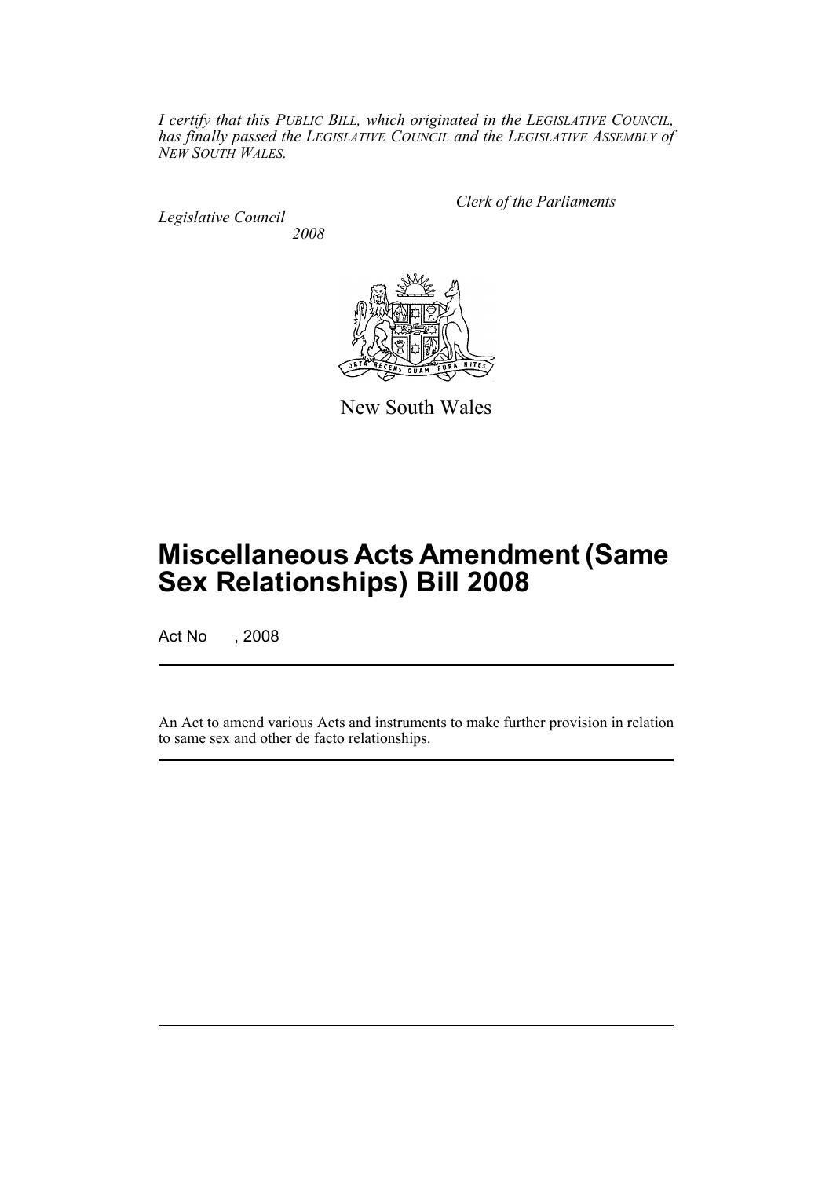*I certify that this PUBLIC BILL, which originated in the LEGISLATIVE COUNCIL, has finally passed the LEGISLATIVE COUNCIL and the LEGISLATIVE ASSEMBLY of NEW SOUTH WALES.*

*Clerk of the Parliaments*

*Legislative Council*

*2008*

New South Wales

# Miscellaneous Acts Amendment (Same Sex Relationships) Bill 2008

Act No , 2008

An Act to amend various Acts and instruments to make further provision in relation to same sex and other de facto relationships.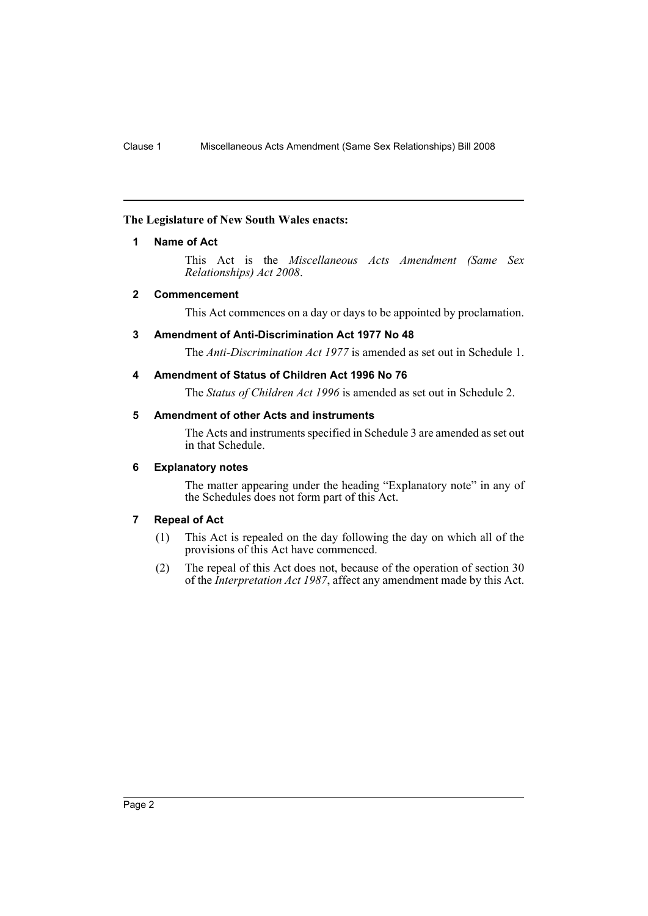**The Legislature of New South Wales enacts:**

## 1 Name of Act

This Act is the *Miscellaneous Acts Amendment (Same Sex Relationships) Act 2008*.

## 2 Commencement

This Act commences on a day or days to be appointed by proclamation.

## 3 Amendment of Anti-Discrimination Act 1977 No 48

The *Anti-Discrimination Act 1977* is amended as set out in Schedule 1.

## 4 Amendment of Status of Children Act 1996 No 76

The *Status of Children Act 1996* is amended as set out in Schedule 2.

## 5 Amendment of other Acts and instruments

The Acts and instruments specified in Schedule 3 are amended as set out in that Schedule.

## 6 Explanatory notes

The matter appearing under the heading "Explanatory note" in any of the Schedules does not form part of this Act.

## 7 Repeal of Act

(1) This Act is repealed on the day following the day on which all of the provisions of this Act have commenced.

(2) The repeal of this Act does not, because of the operation of section 30 of the *Interpretation Act 1987*, affect any amendment made by this Act.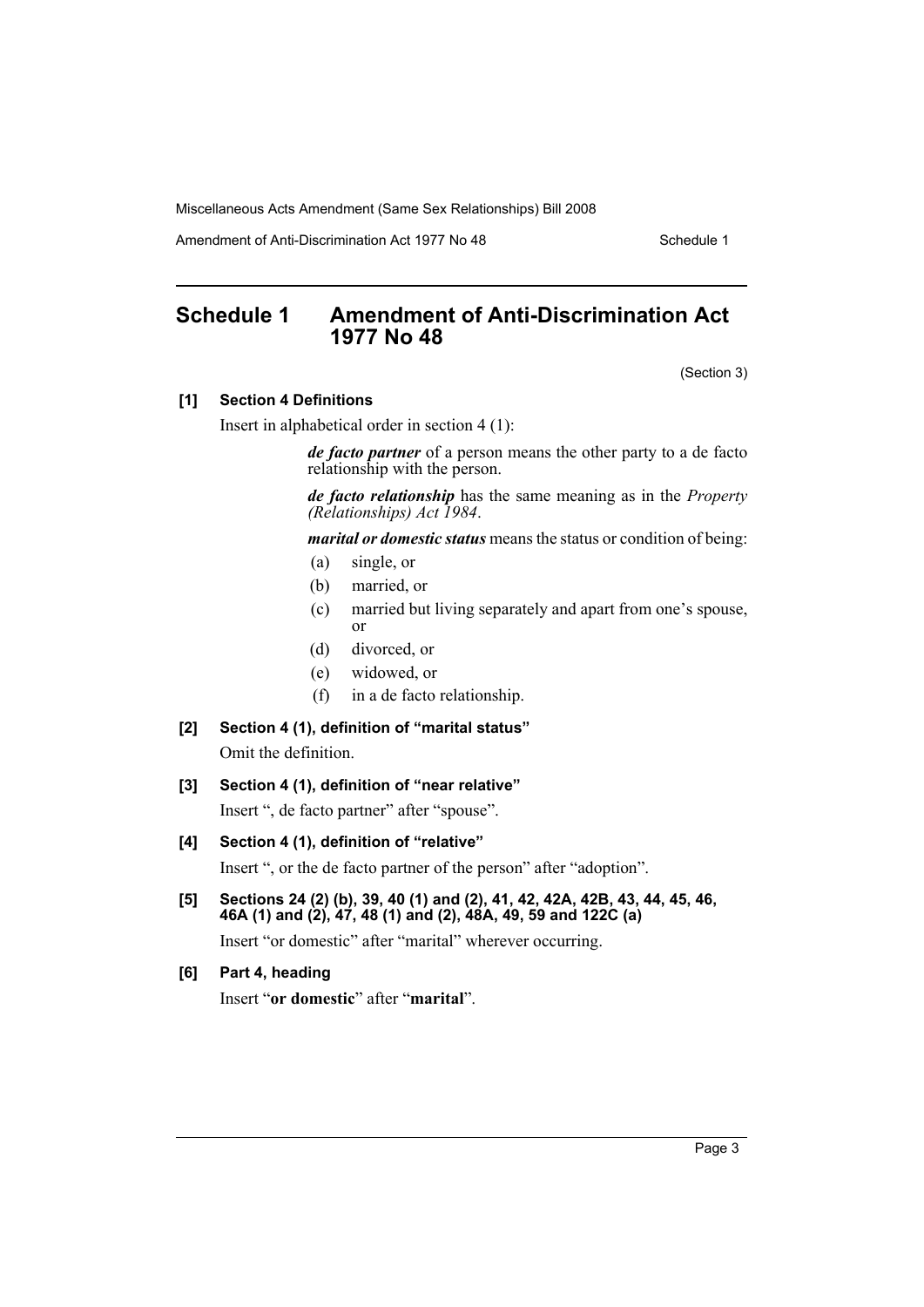# Schedule 1 Amendment of Anti-Discrimination Act 1977 No 48

(Section 3)

**[1] Section 4 Definitions**

Insert in alphabetical order in section 4 (1):

> ***de facto partner*** of a person means the other party to a de facto relationship with the person.
>
> ***de facto relationship*** has the same meaning as in the *Property (Relationships) Act 1984*.
>
> ***marital or domestic status*** means the status or condition of being:
>
> (a) single, or
>
> (b) married, or
>
> (c) married but living separately and apart from one's spouse, or
>
> (d) divorced, or
>
> (e) widowed, or
>
> (f) in a de facto relationship.

**[2] Section 4 (1), definition of "marital status"**

Omit the definition.

**[3] Section 4 (1), definition of "near relative"**

Insert ", de facto partner" after "spouse".

**[4] Section 4 (1), definition of "relative"**

Insert ", or the de facto partner of the person" after "adoption".

**[5] Sections 24 (2) (b), 39, 40 (1) and (2), 41, 42, 42A, 42B, 43, 44, 45, 46, 46A (1) and (2), 47, 48 (1) and (2), 48A, 49, 59 and 122C (a)**

Insert "or domestic" after "marital" wherever occurring.

**[6] Part 4, heading**

Insert "**or domestic**" after "**marital**".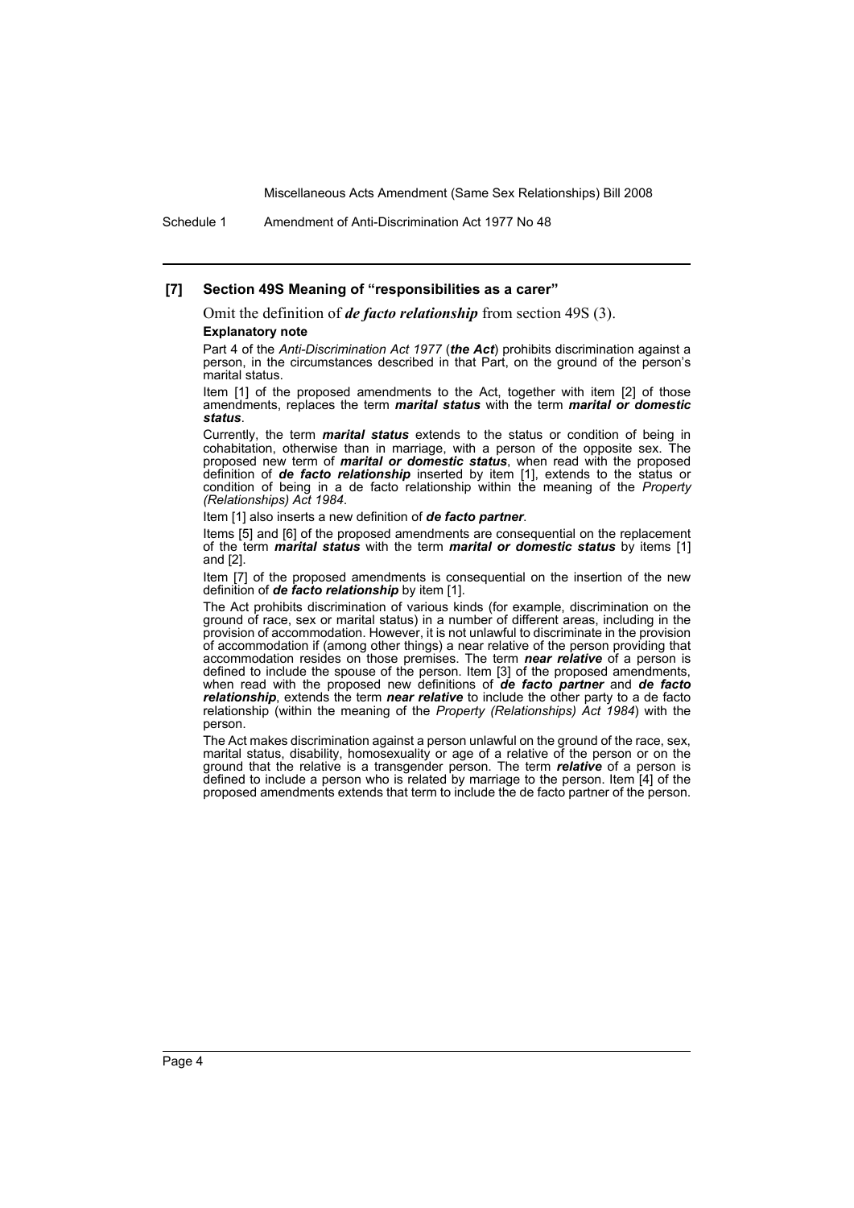**[7] Section 49S Meaning of "responsibilities as a carer"**

Omit the definition of ***de facto relationship*** from section 49S (3).

**Explanatory note**

Part 4 of the *Anti-Discrimination Act 1977* (***the Act***) prohibits discrimination against a person, in the circumstances described in that Part, on the ground of the person's marital status.

Item [1] of the proposed amendments to the Act, together with item [2] of those amendments, replaces the term ***marital status*** with the term ***marital or domestic status***.

Currently, the term ***marital status*** extends to the status or condition of being in cohabitation, otherwise than in marriage, with a person of the opposite sex. The proposed new term of ***marital or domestic status***, when read with the proposed definition of ***de facto relationship*** inserted by item [1], extends to the status or condition of being in a de facto relationship within the meaning of the *Property (Relationships) Act 1984*.

Item [1] also inserts a new definition of ***de facto partner***.

Items [5] and [6] of the proposed amendments are consequential on the replacement of the term ***marital status*** with the term ***marital or domestic status*** by items [1] and [2].

Item [7] of the proposed amendments is consequential on the insertion of the new definition of ***de facto relationship*** by item [1].

The Act prohibits discrimination of various kinds (for example, discrimination on the ground of race, sex or marital status) in a number of different areas, including in the provision of accommodation. However, it is not unlawful to discriminate in the provision of accommodation if (among other things) a near relative of the person providing that accommodation resides on those premises. The term ***near relative*** of a person is defined to include the spouse of the person. Item [3] of the proposed amendments, when read with the proposed new definitions of ***de facto partner*** and ***de facto relationship***, extends the term ***near relative*** to include the other party to a de facto relationship (within the meaning of the *Property (Relationships) Act 1984*) with the person.

The Act makes discrimination against a person unlawful on the ground of the race, sex, marital status, disability, homosexuality or age of a relative of the person or on the ground that the relative is a transgender person. The term ***relative*** of a person is defined to include a person who is related by marriage to the person. Item [4] of the proposed amendments extends that term to include the de facto partner of the person.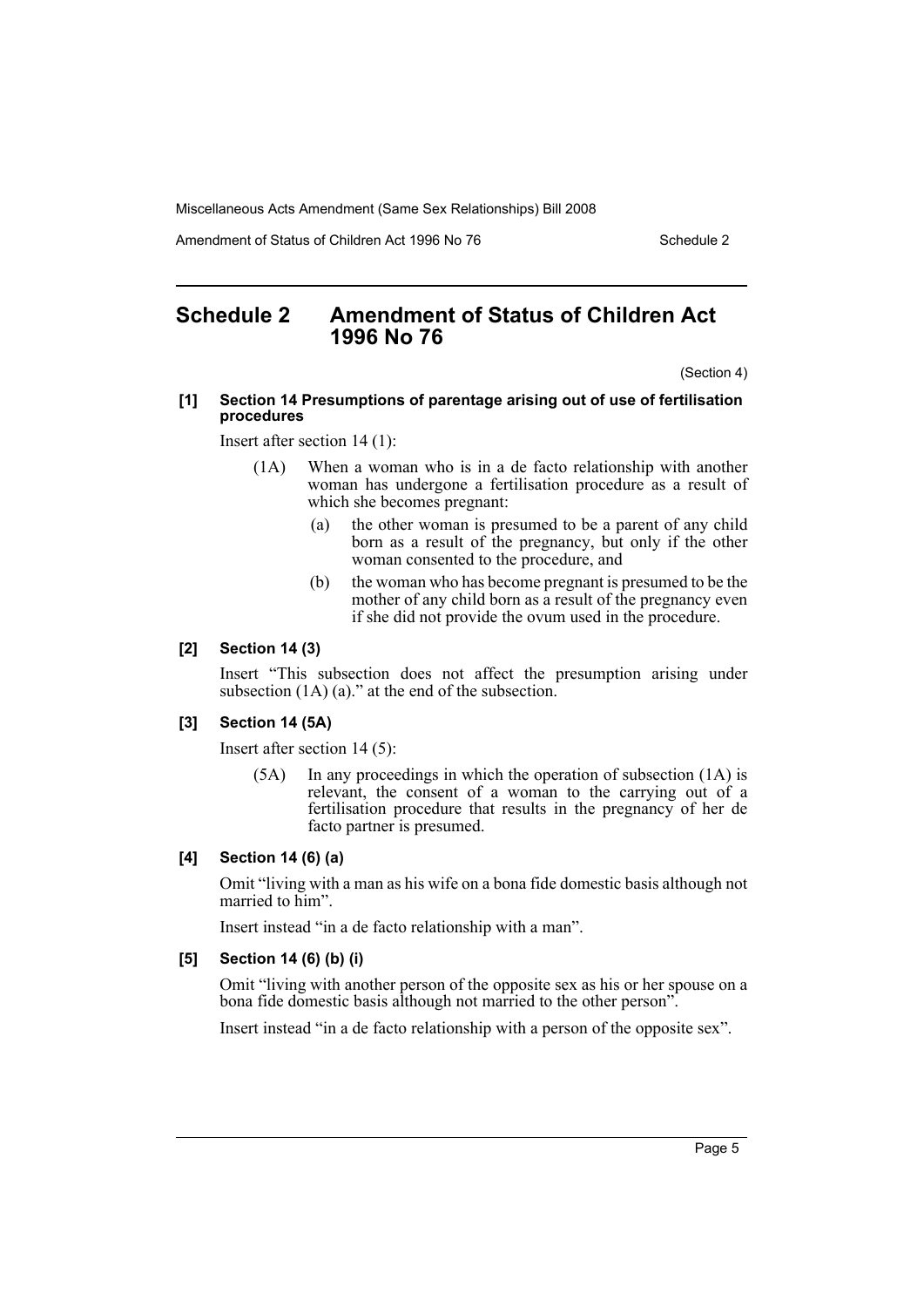## Schedule 2 Amendment of Status of Children Act 1996 No 76

(Section 4)

**[1] Section 14 Presumptions of parentage arising out of use of fertilisation procedures**

Insert after section 14 (1):

> (1A) When a woman who is in a de facto relationship with another woman has undergone a fertilisation procedure as a result of which she becomes pregnant:
>
> (a) the other woman is presumed to be a parent of any child born as a result of the pregnancy, but only if the other woman consented to the procedure, and
>
> (b) the woman who has become pregnant is presumed to be the mother of any child born as a result of the pregnancy even if she did not provide the ovum used in the procedure.

**[2] Section 14 (3)**

Insert "This subsection does not affect the presumption arising under subsection (1A) (a)." at the end of the subsection.

**[3] Section 14 (5A)**

Insert after section 14 (5):

> (5A) In any proceedings in which the operation of subsection (1A) is relevant, the consent of a woman to the carrying out of a fertilisation procedure that results in the pregnancy of her de facto partner is presumed.

**[4] Section 14 (6) (a)**

Omit "living with a man as his wife on a bona fide domestic basis although not married to him".

Insert instead "in a de facto relationship with a man".

**[5] Section 14 (6) (b) (i)**

Omit "living with another person of the opposite sex as his or her spouse on a bona fide domestic basis although not married to the other person".

Insert instead "in a de facto relationship with a person of the opposite sex".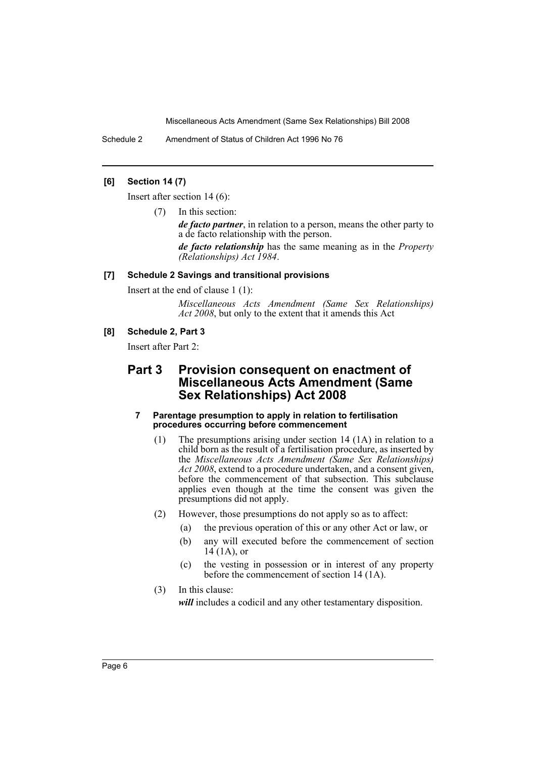#### [6] Section 14 (7)

Insert after section 14 (6):

(7) In this section:

***de facto partner***, in relation to a person, means the other party to a de facto relationship with the person.

***de facto relationship*** has the same meaning as in the *Property (Relationships) Act 1984*.

#### [7] Schedule 2 Savings and transitional provisions

Insert at the end of clause 1 (1):

*Miscellaneous Acts Amendment (Same Sex Relationships) Act 2008*, but only to the extent that it amends this Act

#### [8] Schedule 2, Part 3

Insert after Part 2:

## Part 3 Provision consequent on enactment of Miscellaneous Acts Amendment (Same Sex Relationships) Act 2008

#### 7 Parentage presumption to apply in relation to fertilisation procedures occurring before commencement

(1) The presumptions arising under section 14 (1A) in relation to a child born as the result of a fertilisation procedure, as inserted by the *Miscellaneous Acts Amendment (Same Sex Relationships) Act 2008*, extend to a procedure undertaken, and a consent given, before the commencement of that subsection. This subclause applies even though at the time the consent was given the presumptions did not apply.

(2) However, those presumptions do not apply so as to affect:

(a) the previous operation of this or any other Act or law, or

(b) any will executed before the commencement of section 14 (1A), or

(c) the vesting in possession or in interest of any property before the commencement of section 14 (1A).

(3) In this clause:

***will*** includes a codicil and any other testamentary disposition.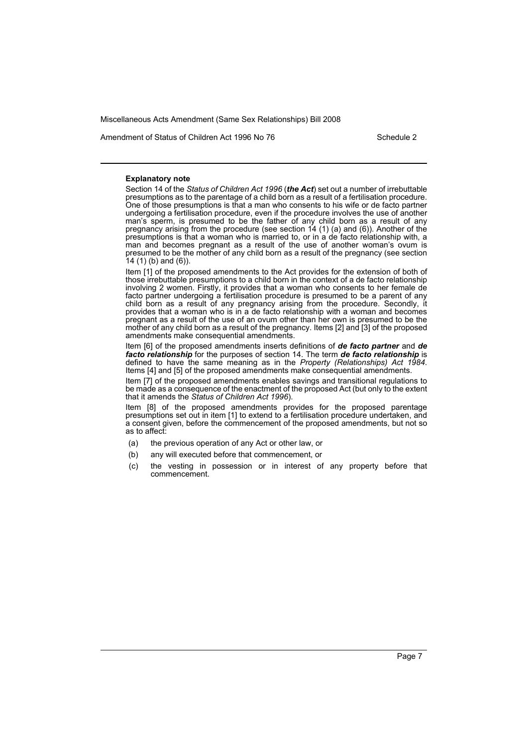**Explanatory note**

Section 14 of the *Status of Children Act 1996* (***the Act***) set out a number of irrebuttable presumptions as to the parentage of a child born as a result of a fertilisation procedure. One of those presumptions is that a man who consents to his wife or de facto partner undergoing a fertilisation procedure, even if the procedure involves the use of another man's sperm, is presumed to be the father of any child born as a result of any pregnancy arising from the procedure (see section 14 (1) (a) and (6)). Another of the presumptions is that a woman who is married to, or in a de facto relationship with, a man and becomes pregnant as a result of the use of another woman's ovum is presumed to be the mother of any child born as a result of the pregnancy (see section 14 (1) (b) and (6)).

Item [1] of the proposed amendments to the Act provides for the extension of both of those irrebuttable presumptions to a child born in the context of a de facto relationship involving 2 women. Firstly, it provides that a woman who consents to her female de facto partner undergoing a fertilisation procedure is presumed to be a parent of any child born as a result of any pregnancy arising from the procedure. Secondly, it provides that a woman who is in a de facto relationship with a woman and becomes pregnant as a result of the use of an ovum other than her own is presumed to be the mother of any child born as a result of the pregnancy. Items [2] and [3] of the proposed amendments make consequential amendments.

Item [6] of the proposed amendments inserts definitions of ***de facto partner*** and ***de facto relationship*** for the purposes of section 14. The term ***de facto relationship*** is defined to have the same meaning as in the *Property (Relationships) Act 1984*. Items [4] and [5] of the proposed amendments make consequential amendments.

Item [7] of the proposed amendments enables savings and transitional regulations to be made as a consequence of the enactment of the proposed Act (but only to the extent that it amends the *Status of Children Act 1996*).

Item [8] of the proposed amendments provides for the proposed parentage presumptions set out in item [1] to extend to a fertilisation procedure undertaken, and a consent given, before the commencement of the proposed amendments, but not so as to affect:

- (a) the previous operation of any Act or other law, or
- (b) any will executed before that commencement, or
- (c) the vesting in possession or in interest of any property before that commencement.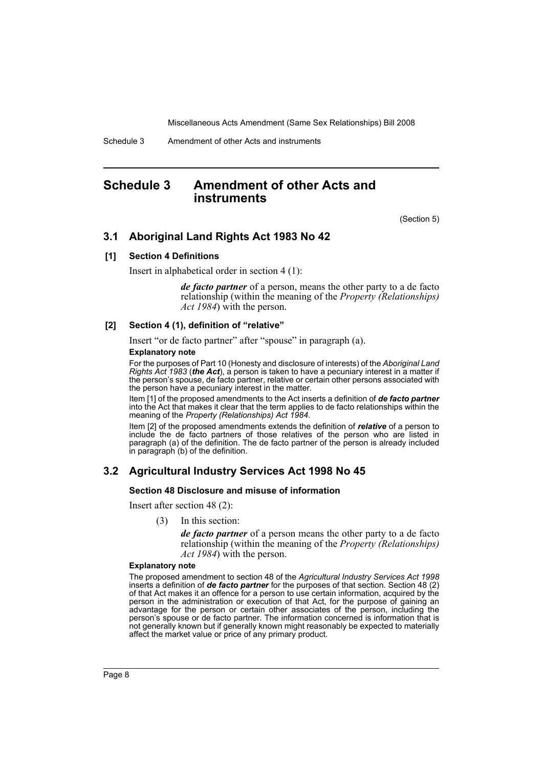# Schedule 3 Amendment of other Acts and instruments

(Section 5)

## 3.1 Aboriginal Land Rights Act 1983 No 42

### [1] Section 4 Definitions

Insert in alphabetical order in section 4 (1):

> ***de facto partner*** of a person, means the other party to a de facto relationship (within the meaning of the *Property (Relationships) Act 1984*) with the person.

### [2] Section 4 (1), definition of "relative"

Insert "or de facto partner" after "spouse" in paragraph (a).

**Explanatory note**

For the purposes of Part 10 (Honesty and disclosure of interests) of the *Aboriginal Land Rights Act 1983* (***the Act***), a person is taken to have a pecuniary interest in a matter if the person's spouse, de facto partner, relative or certain other persons associated with the person have a pecuniary interest in the matter.

Item [1] of the proposed amendments to the Act inserts a definition of ***de facto partner*** into the Act that makes it clear that the term applies to de facto relationships within the meaning of the *Property (Relationships) Act 1984*.

Item [2] of the proposed amendments extends the definition of ***relative*** of a person to include the de facto partners of those relatives of the person who are listed in paragraph (a) of the definition. The de facto partner of the person is already included in paragraph (b) of the definition.

## 3.2 Agricultural Industry Services Act 1998 No 45

### Section 48 Disclosure and misuse of information

Insert after section 48 (2):

> (3) In this section:
>
> ***de facto partner*** of a person means the other party to a de facto relationship (within the meaning of the *Property (Relationships) Act 1984*) with the person.

**Explanatory note**

The proposed amendment to section 48 of the *Agricultural Industry Services Act 1998* inserts a definition of ***de facto partner*** for the purposes of that section. Section 48 (2) of that Act makes it an offence for a person to use certain information, acquired by the person in the administration or execution of that Act, for the purpose of gaining an advantage for the person or certain other associates of the person, including the person's spouse or de facto partner. The information concerned is information that is not generally known but if generally known might reasonably be expected to materially affect the market value or price of any primary product.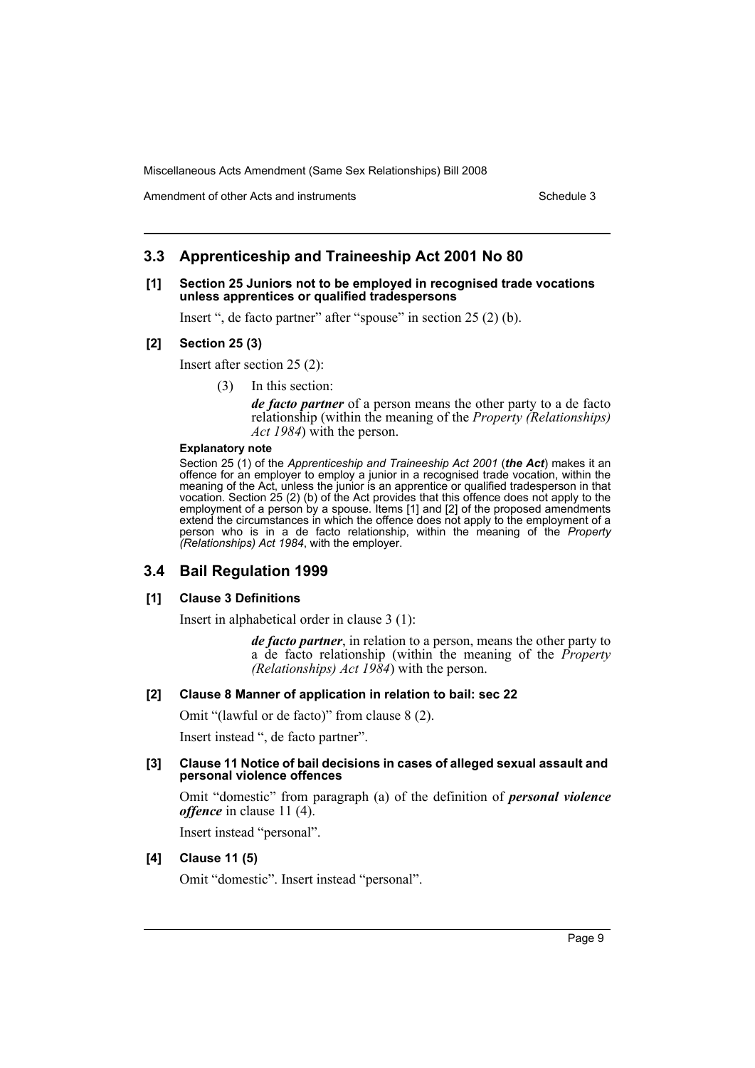## 3.3 Apprenticeship and Traineeship Act 2001 No 80

**[1] Section 25 Juniors not to be employed in recognised trade vocations unless apprentices or qualified tradespersons**

Insert ", de facto partner" after "spouse" in section 25 (2) (b).

**[2] Section 25 (3)**

Insert after section 25 (2):

> (3) In this section:
>
> ***de facto partner*** of a person means the other party to a de facto relationship (within the meaning of the *Property (Relationships) Act 1984*) with the person.

**Explanatory note**

Section 25 (1) of the *Apprenticeship and Traineeship Act 2001* (***the Act***) makes it an offence for an employer to employ a junior in a recognised trade vocation, within the meaning of the Act, unless the junior is an apprentice or qualified tradesperson in that vocation. Section 25 (2) (b) of the Act provides that this offence does not apply to the employment of a person by a spouse. Items [1] and [2] of the proposed amendments extend the circumstances in which the offence does not apply to the employment of a person who is in a de facto relationship, within the meaning of the *Property (Relationships) Act 1984*, with the employer.

## 3.4 Bail Regulation 1999

**[1] Clause 3 Definitions**

Insert in alphabetical order in clause 3 (1):

> ***de facto partner***, in relation to a person, means the other party to a de facto relationship (within the meaning of the *Property (Relationships) Act 1984*) with the person.

**[2] Clause 8 Manner of application in relation to bail: sec 22**

Omit "(lawful or de facto)" from clause 8 (2).

Insert instead ", de facto partner".

**[3] Clause 11 Notice of bail decisions in cases of alleged sexual assault and personal violence offences**

Omit "domestic" from paragraph (a) of the definition of ***personal violence offence*** in clause 11 (4).

Insert instead "personal".

**[4] Clause 11 (5)**

Omit "domestic". Insert instead "personal".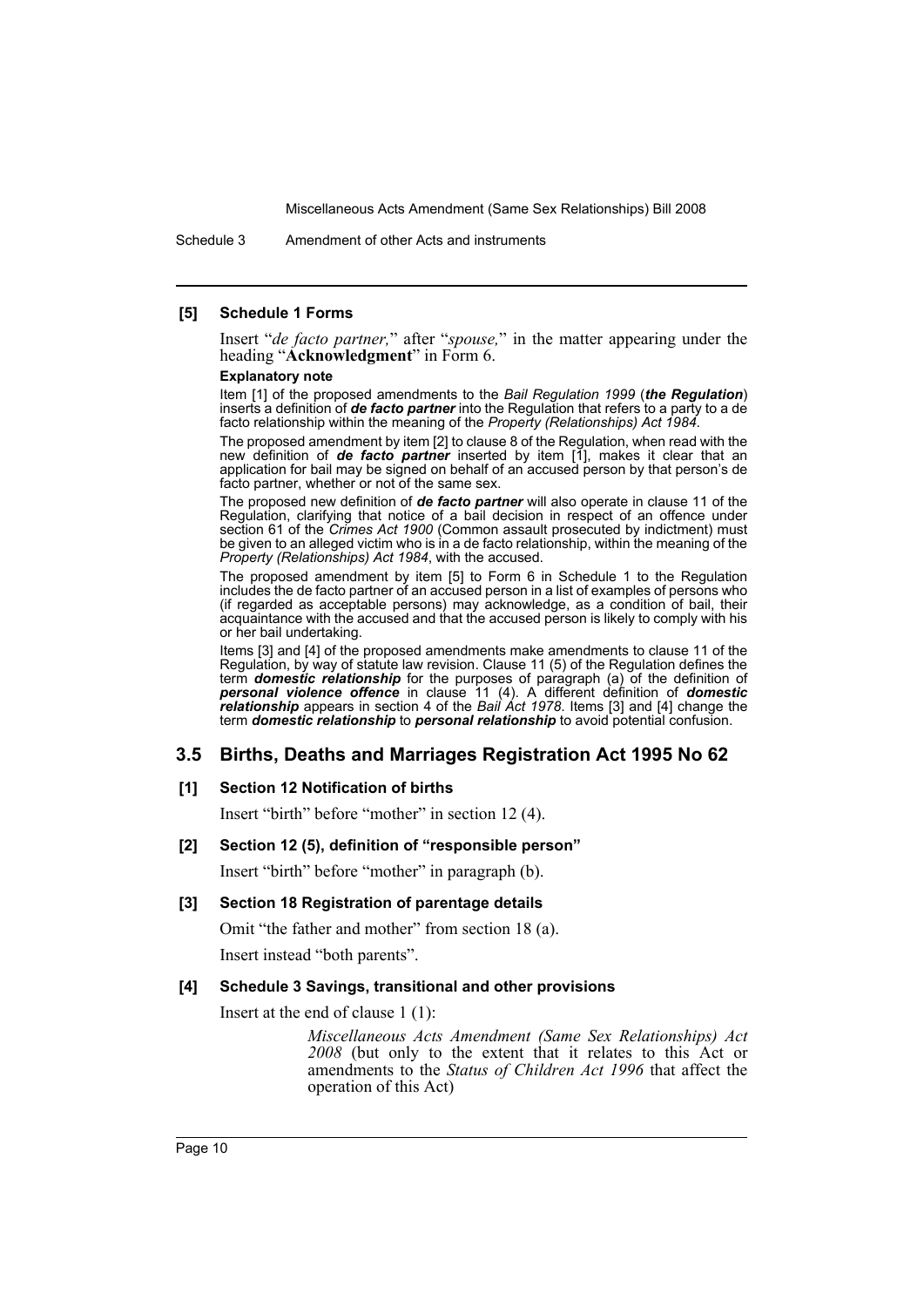### [5] Schedule 1 Forms

Insert "*de facto partner,*" after "*spouse,*" in the matter appearing under the heading "**Acknowledgment**" in Form 6.

**Explanatory note**

Item [1] of the proposed amendments to the *Bail Regulation 1999* (***the Regulation***) inserts a definition of ***de facto partner*** into the Regulation that refers to a party to a de facto relationship within the meaning of the *Property (Relationships) Act 1984*.

The proposed amendment by item [2] to clause 8 of the Regulation, when read with the new definition of ***de facto partner*** inserted by item [1], makes it clear that an application for bail may be signed on behalf of an accused person by that person's de facto partner, whether or not of the same sex.

The proposed new definition of ***de facto partner*** will also operate in clause 11 of the Regulation, clarifying that notice of a bail decision in respect of an offence under section 61 of the *Crimes Act 1900* (Common assault prosecuted by indictment) must be given to an alleged victim who is in a de facto relationship, within the meaning of the *Property (Relationships) Act 1984*, with the accused.

The proposed amendment by item [5] to Form 6 in Schedule 1 to the Regulation includes the de facto partner of an accused person in a list of examples of persons who (if regarded as acceptable persons) may acknowledge, as a condition of bail, their acquaintance with the accused and that the accused person is likely to comply with his or her bail undertaking.

Items [3] and [4] of the proposed amendments make amendments to clause 11 of the Regulation, by way of statute law revision. Clause 11 (5) of the Regulation defines the term ***domestic relationship*** for the purposes of paragraph (a) of the definition of ***personal violence offence*** in clause 11 (4). A different definition of ***domestic relationship*** appears in section 4 of the *Bail Act 1978*. Items [3] and [4] change the term ***domestic relationship*** to ***personal relationship*** to avoid potential confusion.

## 3.5 Births, Deaths and Marriages Registration Act 1995 No 62

### [1] Section 12 Notification of births

Insert "birth" before "mother" in section 12 (4).

### [2] Section 12 (5), definition of "responsible person"

Insert "birth" before "mother" in paragraph (b).

### [3] Section 18 Registration of parentage details

Omit "the father and mother" from section 18 (a).

Insert instead "both parents".

### [4] Schedule 3 Savings, transitional and other provisions

Insert at the end of clause 1 (1):

> *Miscellaneous Acts Amendment (Same Sex Relationships) Act 2008* (but only to the extent that it relates to this Act or amendments to the *Status of Children Act 1996* that affect the operation of this Act)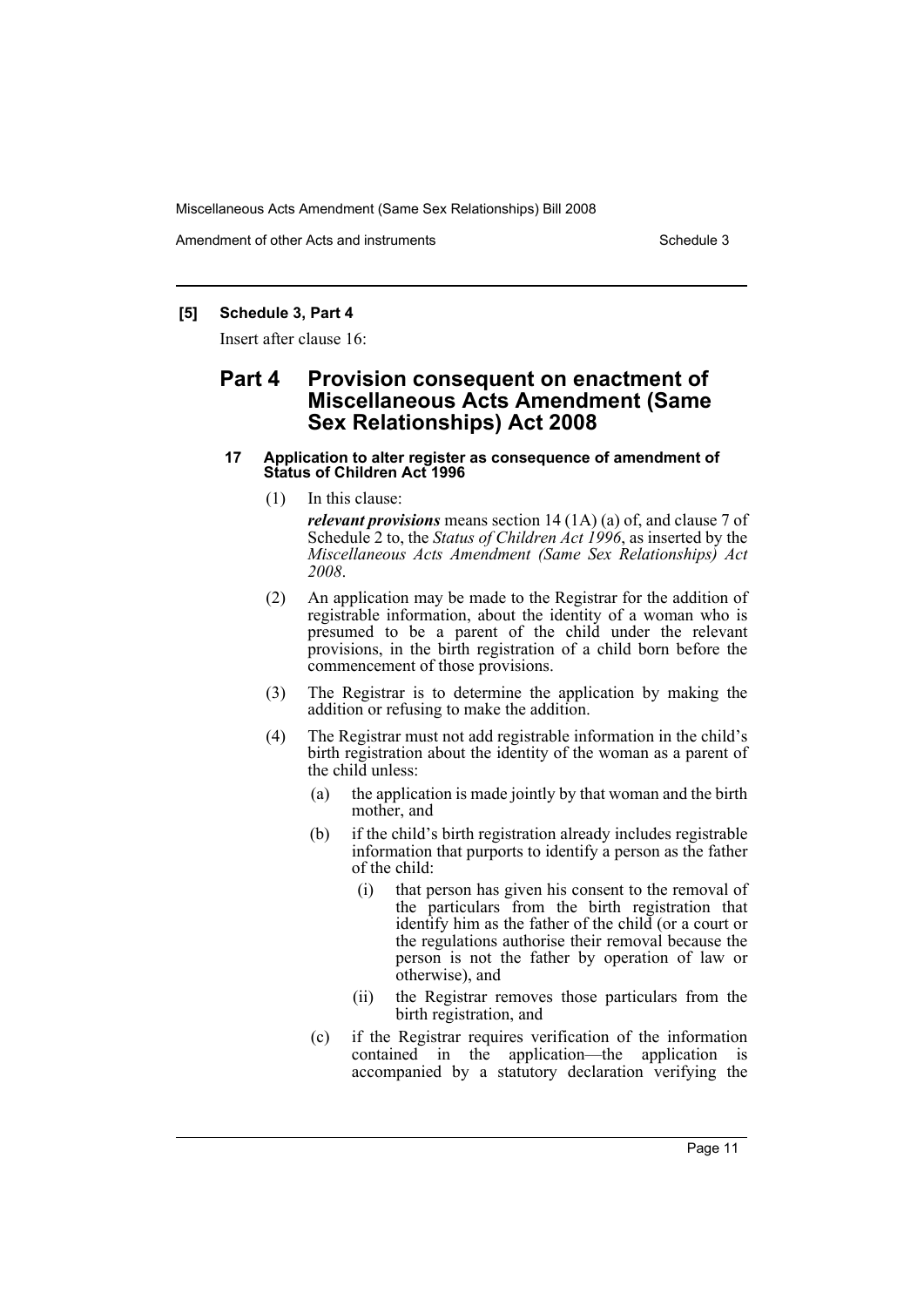**[5] Schedule 3, Part 4**

Insert after clause 16:

## Part 4 Provision consequent on enactment of Miscellaneous Acts Amendment (Same Sex Relationships) Act 2008

#### 17 Application to alter register as consequence of amendment of Status of Children Act 1996

(1) In this clause:

***relevant provisions*** means section 14 (1A) (a) of, and clause 7 of Schedule 2 to, the *Status of Children Act 1996*, as inserted by the *Miscellaneous Acts Amendment (Same Sex Relationships) Act 2008*.

(2) An application may be made to the Registrar for the addition of registrable information, about the identity of a woman who is presumed to be a parent of the child under the relevant provisions, in the birth registration of a child born before the commencement of those provisions.

(3) The Registrar is to determine the application by making the addition or refusing to make the addition.

(4) The Registrar must not add registrable information in the child's birth registration about the identity of the woman as a parent of the child unless:

- (a) the application is made jointly by that woman and the birth mother, and
- (b) if the child's birth registration already includes registrable information that purports to identify a person as the father of the child:
  - (i) that person has given his consent to the removal of the particulars from the birth registration that identify him as the father of the child (or a court or the regulations authorise their removal because the person is not the father by operation of law or otherwise), and
  - (ii) the Registrar removes those particulars from the birth registration, and
- (c) if the Registrar requires verification of the information contained in the application—the application is accompanied by a statutory declaration verifying the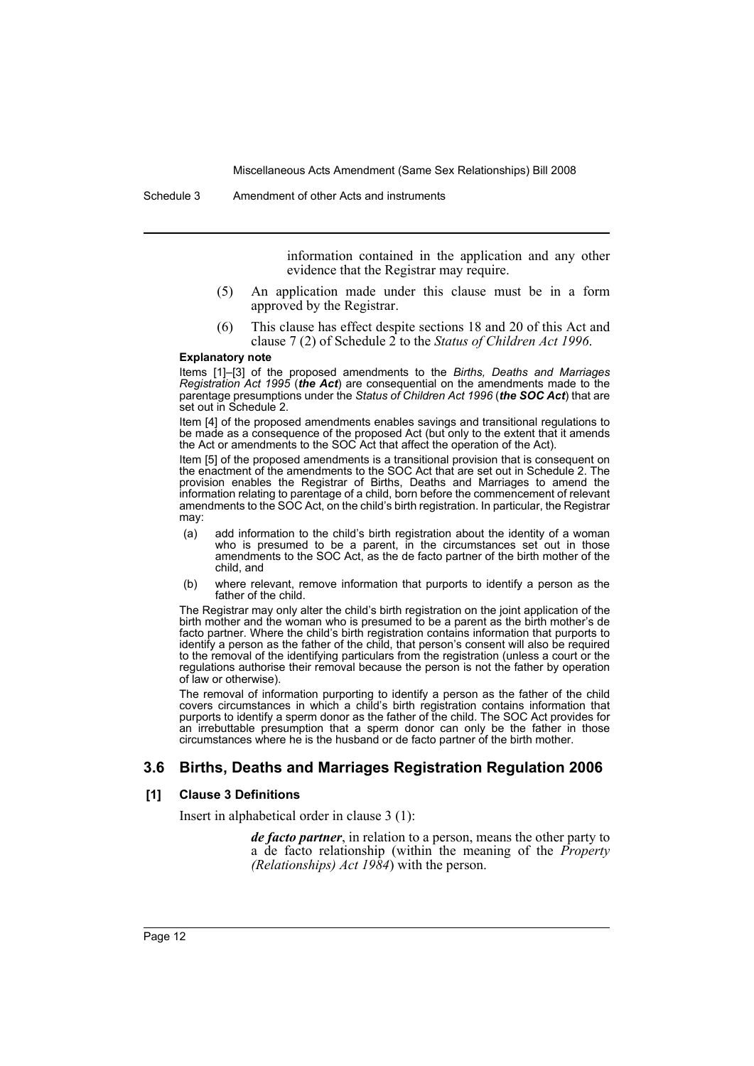information contained in the application and any other evidence that the Registrar may require.

(5) An application made under this clause must be in a form approved by the Registrar.

(6) This clause has effect despite sections 18 and 20 of this Act and clause 7 (2) of Schedule 2 to the *Status of Children Act 1996*.

**Explanatory note**

Items [1]–[3] of the proposed amendments to the *Births, Deaths and Marriages Registration Act 1995* (***the Act***) are consequential on the amendments made to the parentage presumptions under the *Status of Children Act 1996* (***the SOC Act***) that are set out in Schedule 2.

Item [4] of the proposed amendments enables savings and transitional regulations to be made as a consequence of the proposed Act (but only to the extent that it amends the Act or amendments to the SOC Act that affect the operation of the Act).

Item [5] of the proposed amendments is a transitional provision that is consequent on the enactment of the amendments to the SOC Act that are set out in Schedule 2. The provision enables the Registrar of Births, Deaths and Marriages to amend the information relating to parentage of a child, born before the commencement of relevant amendments to the SOC Act, on the child's birth registration. In particular, the Registrar may:

(a) add information to the child's birth registration about the identity of a woman who is presumed to be a parent, in the circumstances set out in those amendments to the SOC Act, as the de facto partner of the birth mother of the child, and

(b) where relevant, remove information that purports to identify a person as the father of the child.

The Registrar may only alter the child's birth registration on the joint application of the birth mother and the woman who is presumed to be a parent as the birth mother's de facto partner. Where the child's birth registration contains information that purports to identify a person as the father of the child, that person's consent will also be required to the removal of the identifying particulars from the registration (unless a court or the regulations authorise their removal because the person is not the father by operation of law or otherwise).

The removal of information purporting to identify a person as the father of the child covers circumstances in which a child's birth registration contains information that purports to identify a sperm donor as the father of the child. The SOC Act provides for an irrebuttable presumption that a sperm donor can only be the father in those circumstances where he is the husband or de facto partner of the birth mother.

## 3.6 Births, Deaths and Marriages Registration Regulation 2006

### [1] Clause 3 Definitions

Insert in alphabetical order in clause 3 (1):

***de facto partner***, in relation to a person, means the other party to a de facto relationship (within the meaning of the *Property (Relationships) Act 1984*) with the person.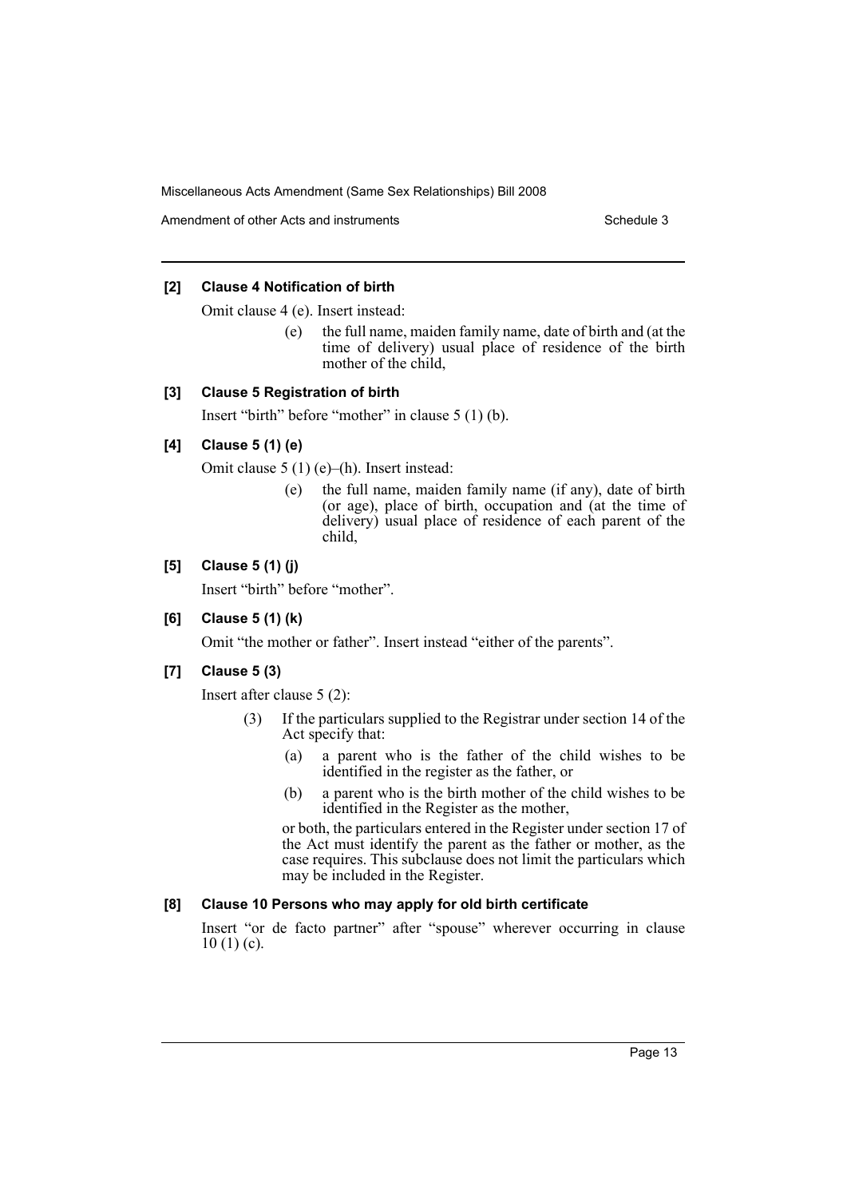**[2] Clause 4 Notification of birth**

Omit clause 4 (e). Insert instead:

> (e) the full name, maiden family name, date of birth and (at the time of delivery) usual place of residence of the birth mother of the child,

**[3] Clause 5 Registration of birth**

Insert "birth" before "mother" in clause 5 (1) (b).

**[4] Clause 5 (1) (e)**

Omit clause 5 (1) (e)–(h). Insert instead:

> (e) the full name, maiden family name (if any), date of birth (or age), place of birth, occupation and (at the time of delivery) usual place of residence of each parent of the child,

**[5] Clause 5 (1) (j)**

Insert "birth" before "mother".

**[6] Clause 5 (1) (k)**

Omit "the mother or father". Insert instead "either of the parents".

**[7] Clause 5 (3)**

Insert after clause 5 (2):

> (3) If the particulars supplied to the Registrar under section 14 of the Act specify that:
>
> (a) a parent who is the father of the child wishes to be identified in the register as the father, or
>
> (b) a parent who is the birth mother of the child wishes to be identified in the Register as the mother,
>
> or both, the particulars entered in the Register under section 17 of the Act must identify the parent as the father or mother, as the case requires. This subclause does not limit the particulars which may be included in the Register.

**[8] Clause 10 Persons who may apply for old birth certificate**

Insert "or de facto partner" after "spouse" wherever occurring in clause 10 (1) (c).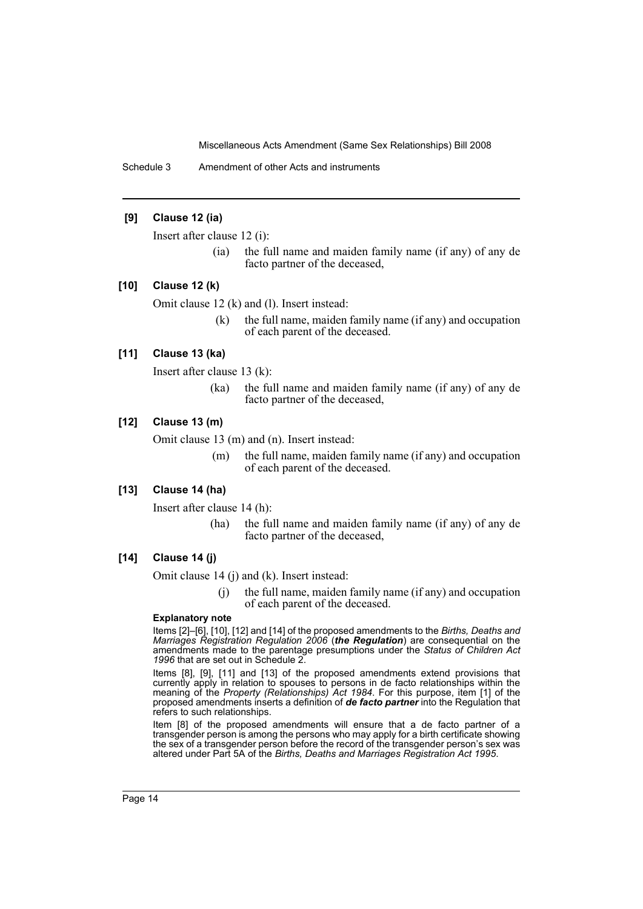**[9] Clause 12 (ia)**

Insert after clause 12 (i):

> (ia) the full name and maiden family name (if any) of any de facto partner of the deceased,

**[10] Clause 12 (k)**

Omit clause 12 (k) and (l). Insert instead:

> (k) the full name, maiden family name (if any) and occupation of each parent of the deceased.

**[11] Clause 13 (ka)**

Insert after clause 13 (k):

> (ka) the full name and maiden family name (if any) of any de facto partner of the deceased,

**[12] Clause 13 (m)**

Omit clause 13 (m) and (n). Insert instead:

> (m) the full name, maiden family name (if any) and occupation of each parent of the deceased.

**[13] Clause 14 (ha)**

Insert after clause 14 (h):

> (ha) the full name and maiden family name (if any) of any de facto partner of the deceased,

**[14] Clause 14 (j)**

Omit clause 14 (j) and (k). Insert instead:

> (j) the full name, maiden family name (if any) and occupation of each parent of the deceased.

**Explanatory note**

Items [2]–[6], [10], [12] and [14] of the proposed amendments to the *Births, Deaths and Marriages Registration Regulation 2006* (***the Regulation***) are consequential on the amendments made to the parentage presumptions under the *Status of Children Act 1996* that are set out in Schedule 2.

Items [8], [9], [11] and [13] of the proposed amendments extend provisions that currently apply in relation to spouses to persons in de facto relationships within the meaning of the *Property (Relationships) Act 1984*. For this purpose, item [1] of the proposed amendments inserts a definition of ***de facto partner*** into the Regulation that refers to such relationships.

Item [8] of the proposed amendments will ensure that a de facto partner of a transgender person is among the persons who may apply for a birth certificate showing the sex of a transgender person before the record of the transgender person's sex was altered under Part 5A of the *Births, Deaths and Marriages Registration Act 1995*.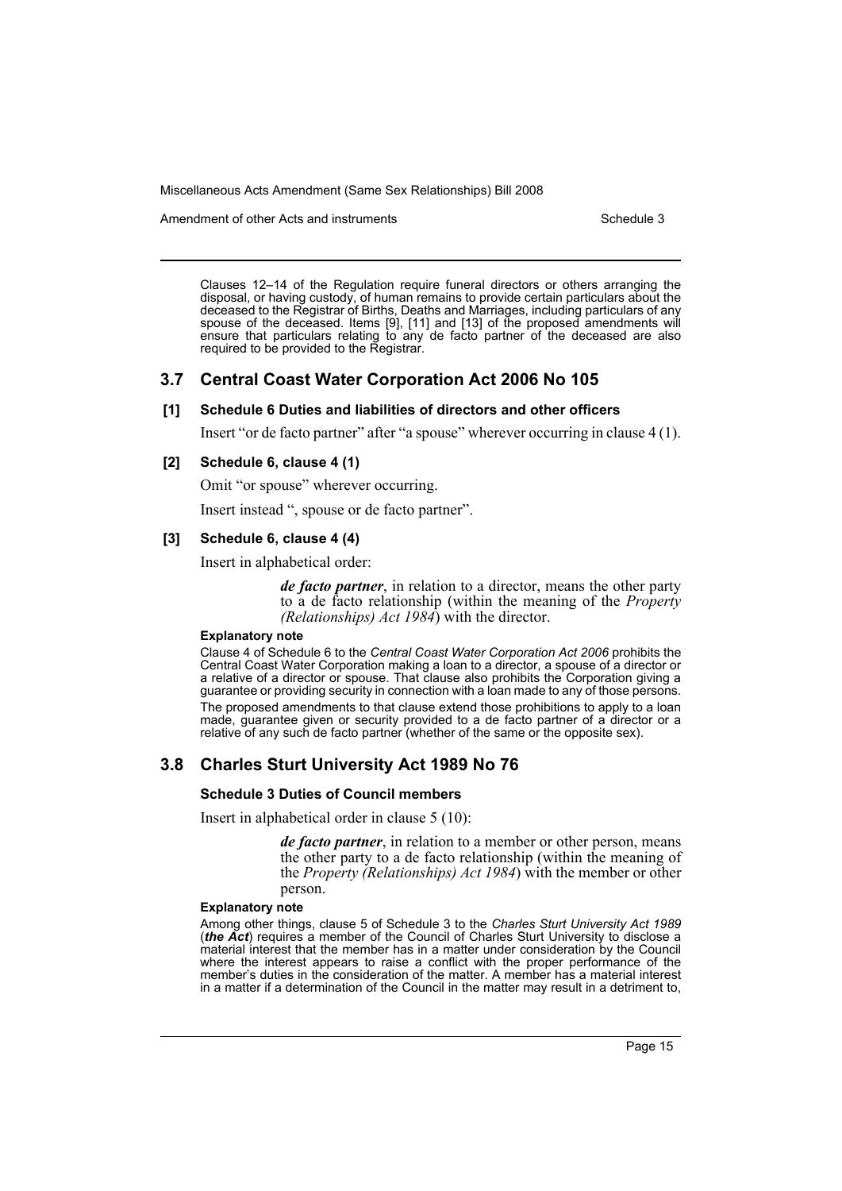Clauses 12–14 of the Regulation require funeral directors or others arranging the disposal, or having custody, of human remains to provide certain particulars about the deceased to the Registrar of Births, Deaths and Marriages, including particulars of any spouse of the deceased. Items [9], [11] and [13] of the proposed amendments will ensure that particulars relating to any de facto partner of the deceased are also required to be provided to the Registrar.

## 3.7 Central Coast Water Corporation Act 2006 No 105

### [1] Schedule 6 Duties and liabilities of directors and other officers

Insert "or de facto partner" after "a spouse" wherever occurring in clause 4 (1).

### [2] Schedule 6, clause 4 (1)

Omit "or spouse" wherever occurring.

Insert instead ", spouse or de facto partner".

### [3] Schedule 6, clause 4 (4)

Insert in alphabetical order:

> ***de facto partner***, in relation to a director, means the other party to a de facto relationship (within the meaning of the *Property (Relationships) Act 1984*) with the director.

**Explanatory note**

Clause 4 of Schedule 6 to the *Central Coast Water Corporation Act 2006* prohibits the Central Coast Water Corporation making a loan to a director, a spouse of a director or a relative of a director or spouse. That clause also prohibits the Corporation giving a guarantee or providing security in connection with a loan made to any of those persons. The proposed amendments to that clause extend those prohibitions to apply to a loan made, guarantee given or security provided to a de facto partner of a director or a relative of any such de facto partner (whether of the same or the opposite sex).

## 3.8 Charles Sturt University Act 1989 No 76

### Schedule 3 Duties of Council members

Insert in alphabetical order in clause 5 (10):

> ***de facto partner***, in relation to a member or other person, means the other party to a de facto relationship (within the meaning of the *Property (Relationships) Act 1984*) with the member or other person.

**Explanatory note**

Among other things, clause 5 of Schedule 3 to the *Charles Sturt University Act 1989* (***the Act***) requires a member of the Council of Charles Sturt University to disclose a material interest that the member has in a matter under consideration by the Council where the interest appears to raise a conflict with the proper performance of the member's duties in the consideration of the matter. A member has a material interest in a matter if a determination of the Council in the matter may result in a detriment to,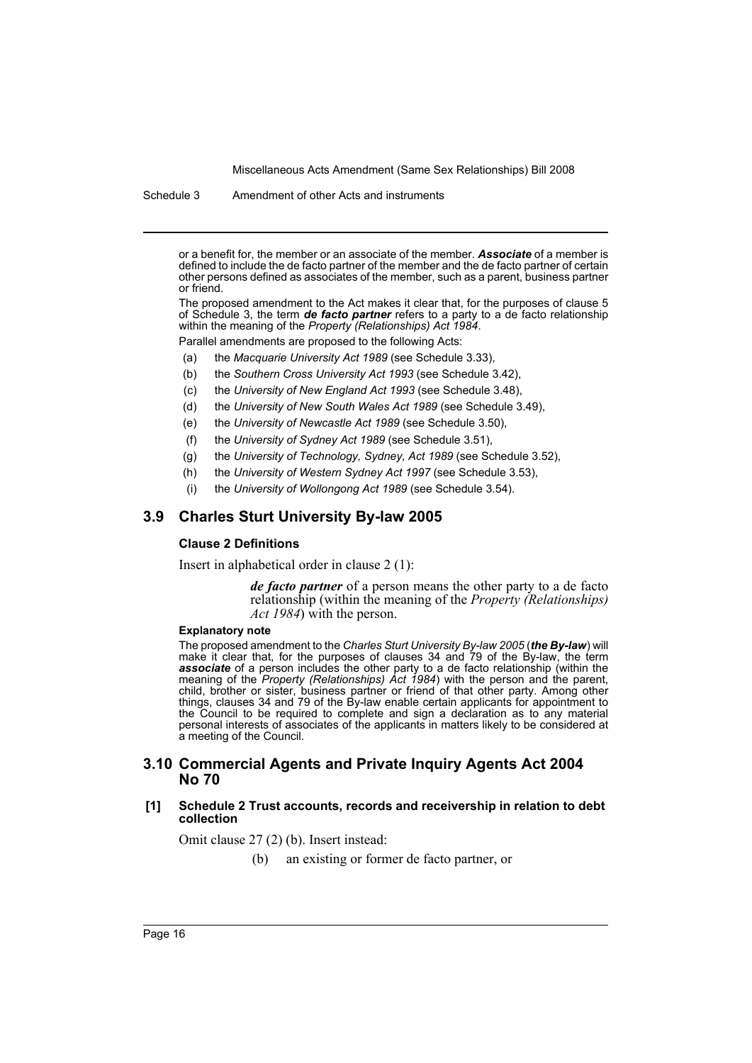or a benefit for, the member or an associate of the member. ***Associate*** of a member is defined to include the de facto partner of the member and the de facto partner of certain other persons defined as associates of the member, such as a parent, business partner or friend.

The proposed amendment to the Act makes it clear that, for the purposes of clause 5 of Schedule 3, the term ***de facto partner*** refers to a party to a de facto relationship within the meaning of the *Property (Relationships) Act 1984*.

Parallel amendments are proposed to the following Acts:

(a) the *Macquarie University Act 1989* (see Schedule 3.33),

(b) the *Southern Cross University Act 1993* (see Schedule 3.42),

(c) the *University of New England Act 1993* (see Schedule 3.48),

(d) the *University of New South Wales Act 1989* (see Schedule 3.49),

(e) the *University of Newcastle Act 1989* (see Schedule 3.50),

(f) the *University of Sydney Act 1989* (see Schedule 3.51),

(g) the *University of Technology, Sydney, Act 1989* (see Schedule 3.52),

(h) the *University of Western Sydney Act 1997* (see Schedule 3.53),

(i) the *University of Wollongong Act 1989* (see Schedule 3.54).

## 3.9 Charles Sturt University By-law 2005

**Clause 2 Definitions**

Insert in alphabetical order in clause 2 (1):

> ***de facto partner*** of a person means the other party to a de facto relationship (within the meaning of the *Property (Relationships) Act 1984*) with the person.

**Explanatory note**

The proposed amendment to the *Charles Sturt University By-law 2005* (***the By-law***) will make it clear that, for the purposes of clauses 34 and 79 of the By-law, the term ***associate*** of a person includes the other party to a de facto relationship (within the meaning of the *Property (Relationships) Act 1984*) with the person and the parent, child, brother or sister, business partner or friend of that other party. Among other things, clauses 34 and 79 of the By-law enable certain applicants for appointment to the Council to be required to complete and sign a declaration as to any material personal interests of associates of the applicants in matters likely to be considered at a meeting of the Council.

## 3.10 Commercial Agents and Private Inquiry Agents Act 2004 No 70

**[1] Schedule 2 Trust accounts, records and receivership in relation to debt collection**

Omit clause 27 (2) (b). Insert instead:

> (b) an existing or former de facto partner, or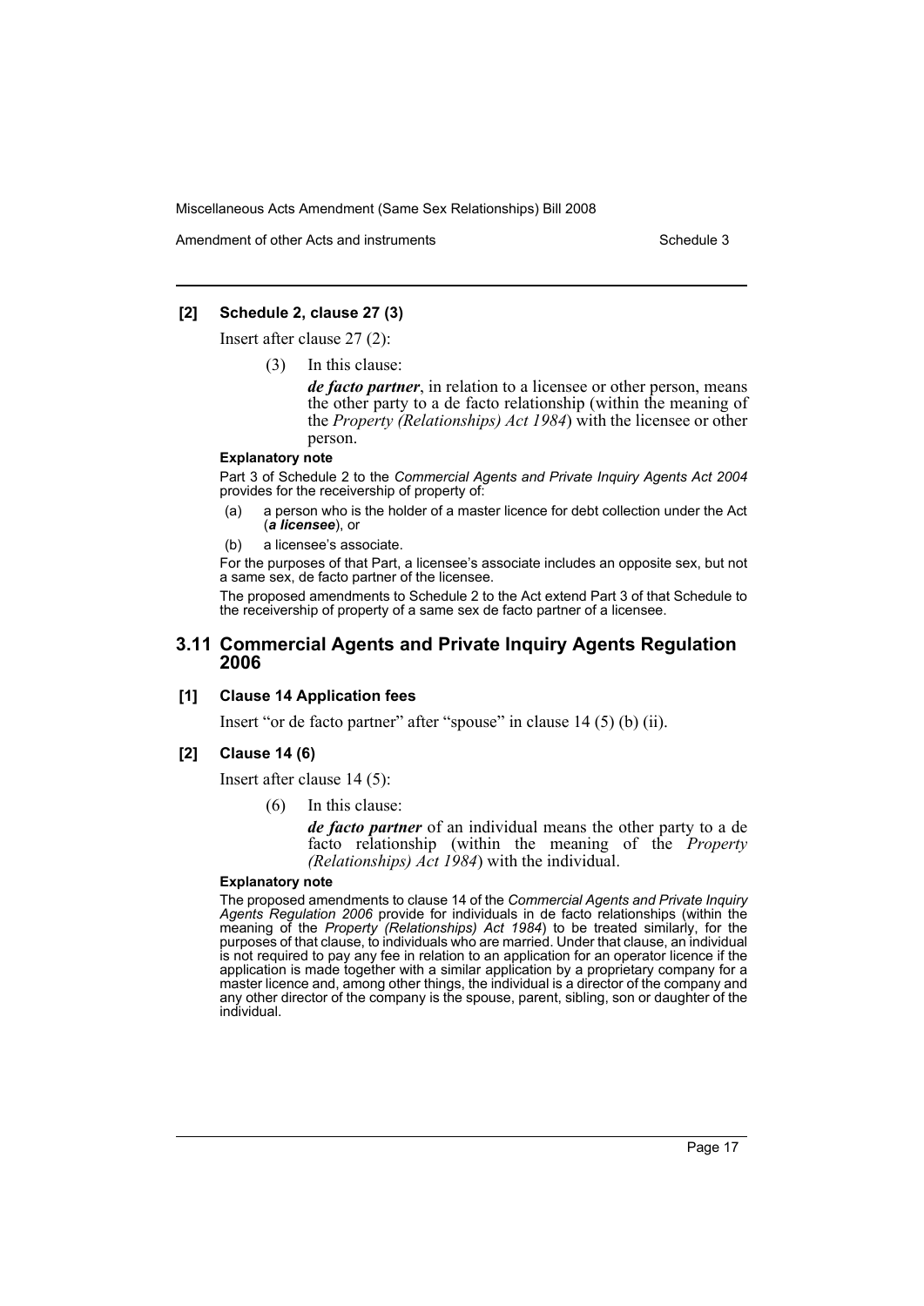**[2] Schedule 2, clause 27 (3)**

Insert after clause 27 (2):

> (3) In this clause:
>
> ***de facto partner***, in relation to a licensee or other person, means the other party to a de facto relationship (within the meaning of the *Property (Relationships) Act 1984*) with the licensee or other person.

**Explanatory note**

Part 3 of Schedule 2 to the *Commercial Agents and Private Inquiry Agents Act 2004* provides for the receivership of property of:

(a) a person who is the holder of a master licence for debt collection under the Act (***a licensee***), or

(b) a licensee's associate.

For the purposes of that Part, a licensee's associate includes an opposite sex, but not a same sex, de facto partner of the licensee.

The proposed amendments to Schedule 2 to the Act extend Part 3 of that Schedule to the receivership of property of a same sex de facto partner of a licensee.

## 3.11 Commercial Agents and Private Inquiry Agents Regulation 2006

**[1] Clause 14 Application fees**

Insert "or de facto partner" after "spouse" in clause 14 (5) (b) (ii).

**[2] Clause 14 (6)**

Insert after clause 14 (5):

> (6) In this clause:
>
> ***de facto partner*** of an individual means the other party to a de facto relationship (within the meaning of the *Property (Relationships) Act 1984*) with the individual.

**Explanatory note**

The proposed amendments to clause 14 of the *Commercial Agents and Private Inquiry Agents Regulation 2006* provide for individuals in de facto relationships (within the meaning of the *Property (Relationships) Act 1984*) to be treated similarly, for the purposes of that clause, to individuals who are married. Under that clause, an individual is not required to pay any fee in relation to an application for an operator licence if the application is made together with a similar application by a proprietary company for a master licence and, among other things, the individual is a director of the company and any other director of the company is the spouse, parent, sibling, son or daughter of the individual.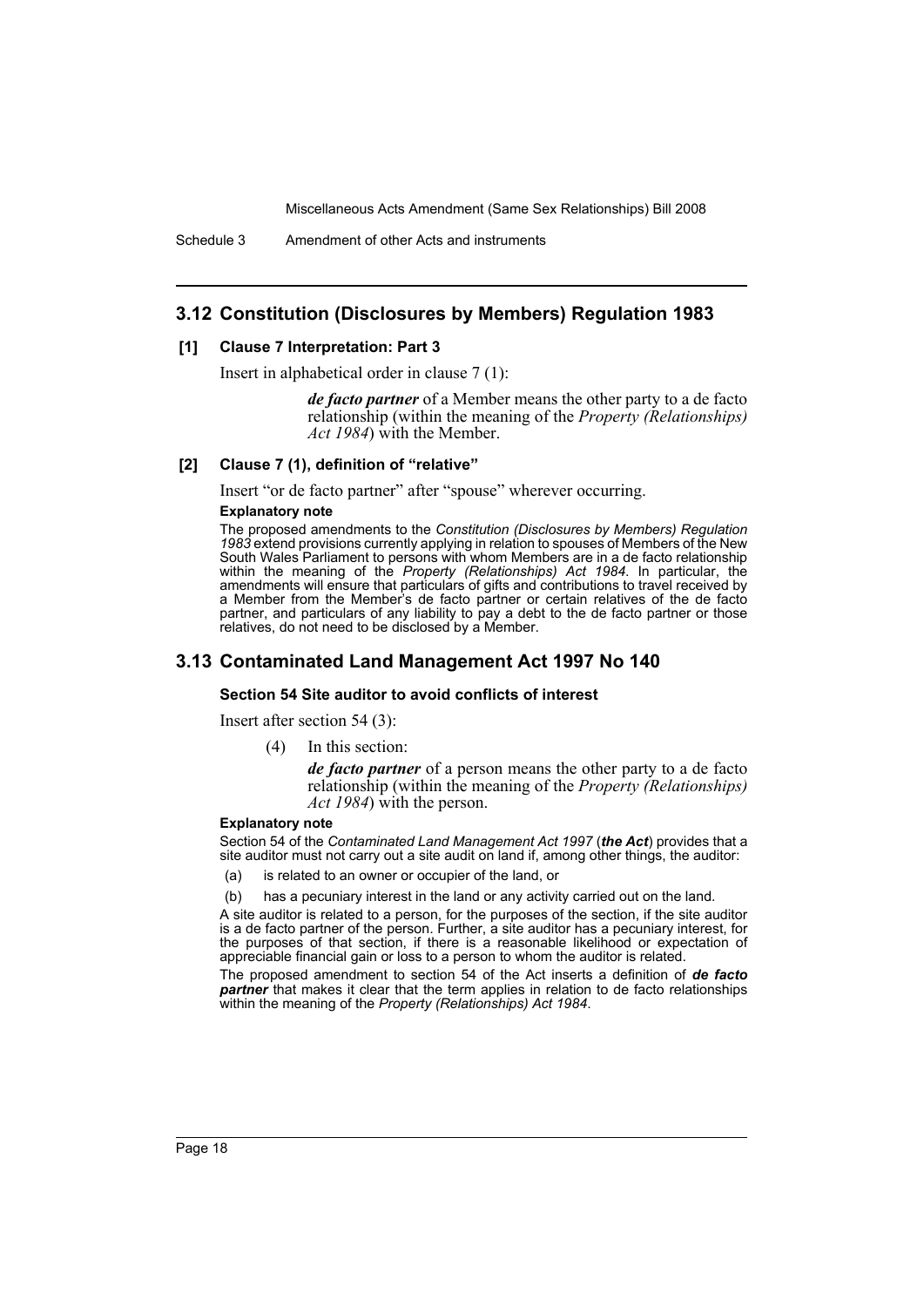## 3.12 Constitution (Disclosures by Members) Regulation 1983

### [1] Clause 7 Interpretation: Part 3

Insert in alphabetical order in clause 7 (1):

> ***de facto partner*** of a Member means the other party to a de facto relationship (within the meaning of the *Property (Relationships) Act 1984*) with the Member.

### [2] Clause 7 (1), definition of "relative"

Insert "or de facto partner" after "spouse" wherever occurring.

**Explanatory note**

The proposed amendments to the *Constitution (Disclosures by Members) Regulation 1983* extend provisions currently applying in relation to spouses of Members of the New South Wales Parliament to persons with whom Members are in a de facto relationship within the meaning of the *Property (Relationships) Act 1984*. In particular, the amendments will ensure that particulars of gifts and contributions to travel received by a Member from the Member's de facto partner or certain relatives of the de facto partner, and particulars of any liability to pay a debt to the de facto partner or those relatives, do not need to be disclosed by a Member.

## 3.13 Contaminated Land Management Act 1997 No 140

### Section 54 Site auditor to avoid conflicts of interest

Insert after section 54 (3):

> (4) In this section:
>
> ***de facto partner*** of a person means the other party to a de facto relationship (within the meaning of the *Property (Relationships) Act 1984*) with the person.

**Explanatory note**

Section 54 of the *Contaminated Land Management Act 1997* (***the Act***) provides that a site auditor must not carry out a site audit on land if, among other things, the auditor:

(a) is related to an owner or occupier of the land, or

(b) has a pecuniary interest in the land or any activity carried out on the land.

A site auditor is related to a person, for the purposes of the section, if the site auditor is a de facto partner of the person. Further, a site auditor has a pecuniary interest, for the purposes of that section, if there is a reasonable likelihood or expectation of appreciable financial gain or loss to a person to whom the auditor is related.

The proposed amendment to section 54 of the Act inserts a definition of ***de facto partner*** that makes it clear that the term applies in relation to de facto relationships within the meaning of the *Property (Relationships) Act 1984*.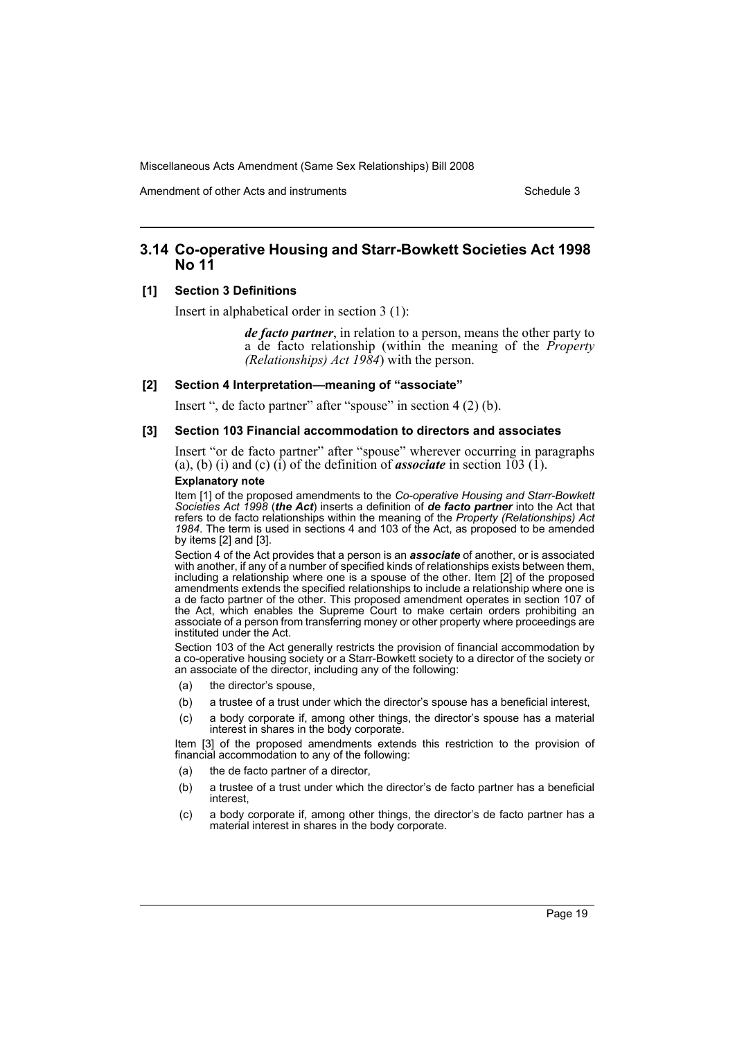## 3.14 Co-operative Housing and Starr-Bowkett Societies Act 1998 No 11

### [1] Section 3 Definitions

Insert in alphabetical order in section 3 (1):

> ***de facto partner***, in relation to a person, means the other party to a de facto relationship (within the meaning of the *Property (Relationships) Act 1984*) with the person.

### [2] Section 4 Interpretation—meaning of "associate"

Insert ", de facto partner" after "spouse" in section 4 (2) (b).

### [3] Section 103 Financial accommodation to directors and associates

Insert "or de facto partner" after "spouse" wherever occurring in paragraphs (a), (b) (i) and (c) (i) of the definition of ***associate*** in section 103 (1).

**Explanatory note**

Item [1] of the proposed amendments to the *Co-operative Housing and Starr-Bowkett Societies Act 1998* (***the Act***) inserts a definition of ***de facto partner*** into the Act that refers to de facto relationships within the meaning of the *Property (Relationships) Act 1984*. The term is used in sections 4 and 103 of the Act, as proposed to be amended by items [2] and [3].

Section 4 of the Act provides that a person is an ***associate*** of another, or is associated with another, if any of a number of specified kinds of relationships exists between them, including a relationship where one is a spouse of the other. Item [2] of the proposed amendments extends the specified relationships to include a relationship where one is a de facto partner of the other. This proposed amendment operates in section 107 of the Act, which enables the Supreme Court to make certain orders prohibiting an associate of a person from transferring money or other property where proceedings are instituted under the Act.

Section 103 of the Act generally restricts the provision of financial accommodation by a co-operative housing society or a Starr-Bowkett society to a director of the society or an associate of the director, including any of the following:

(a) the director's spouse,

(b) a trustee of a trust under which the director's spouse has a beneficial interest,

(c) a body corporate if, among other things, the director's spouse has a material interest in shares in the body corporate.

Item [3] of the proposed amendments extends this restriction to the provision of financial accommodation to any of the following:

(a) the de facto partner of a director,

(b) a trustee of a trust under which the director's de facto partner has a beneficial interest,

(c) a body corporate if, among other things, the director's de facto partner has a material interest in shares in the body corporate.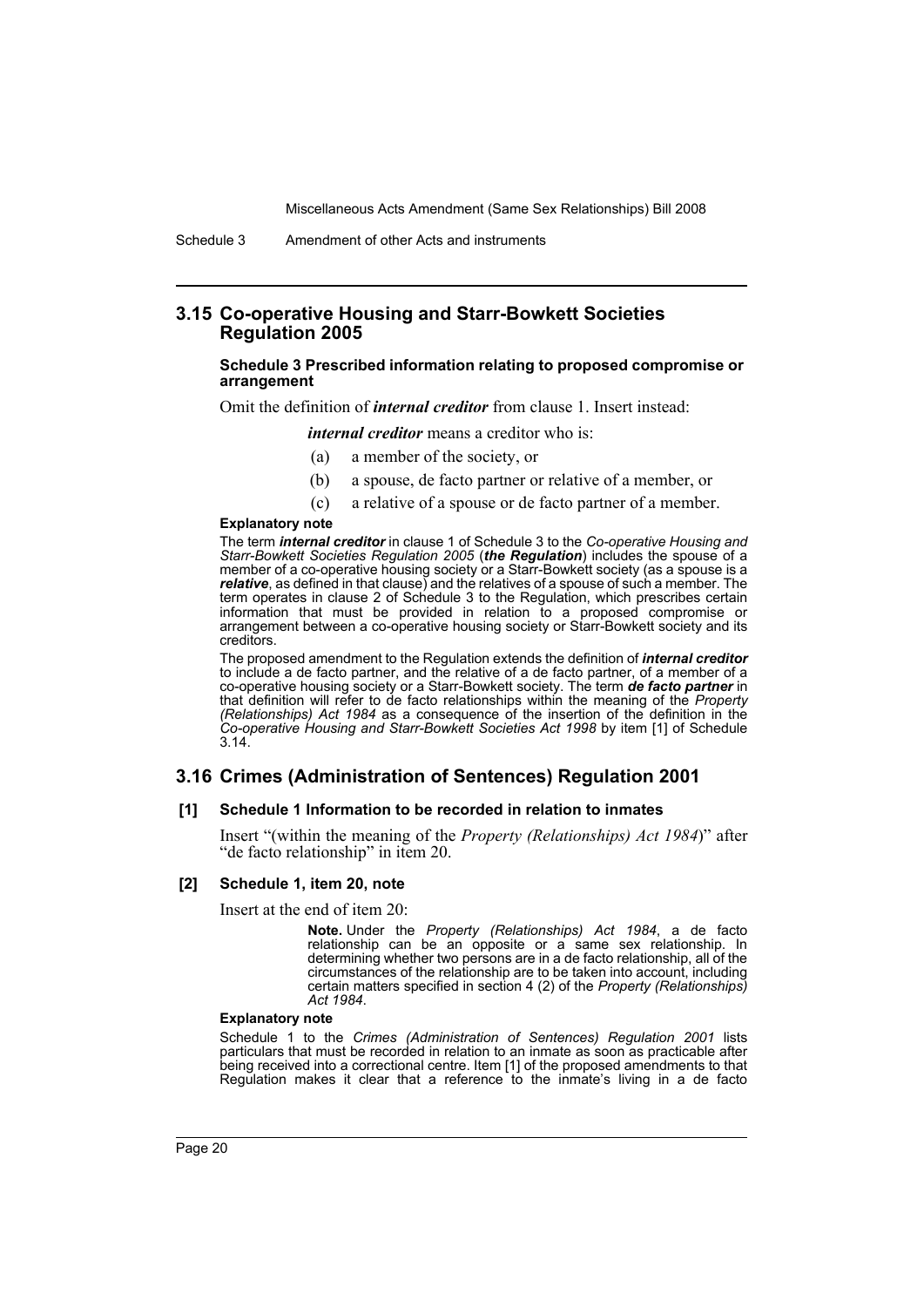## 3.15 Co-operative Housing and Starr-Bowkett Societies Regulation 2005

#### Schedule 3 Prescribed information relating to proposed compromise or arrangement

Omit the definition of ***internal creditor*** from clause 1. Insert instead:

> ***internal creditor*** means a creditor who is:
>
> (a) a member of the society, or
>
> (b) a spouse, de facto partner or relative of a member, or
>
> (c) a relative of a spouse or de facto partner of a member.

#### Explanatory note

The term ***internal creditor*** in clause 1 of Schedule 3 to the *Co-operative Housing and Starr-Bowkett Societies Regulation 2005* (***the Regulation***) includes the spouse of a member of a co-operative housing society or a Starr-Bowkett society (as a spouse is a ***relative***, as defined in that clause) and the relatives of a spouse of such a member. The term operates in clause 2 of Schedule 3 to the Regulation, which prescribes certain information that must be provided in relation to a proposed compromise or arrangement between a co-operative housing society or Starr-Bowkett society and its creditors.

The proposed amendment to the Regulation extends the definition of ***internal creditor*** to include a de facto partner, and the relative of a de facto partner, of a member of a co-operative housing society or a Starr-Bowkett society. The term ***de facto partner*** in that definition will refer to de facto relationships within the meaning of the *Property (Relationships) Act 1984* as a consequence of the insertion of the definition in the *Co-operative Housing and Starr-Bowkett Societies Act 1998* by item [1] of Schedule 3.14.

## 3.16 Crimes (Administration of Sentences) Regulation 2001

#### [1] Schedule 1 Information to be recorded in relation to inmates

Insert "(within the meaning of the *Property (Relationships) Act 1984*)" after "de facto relationship" in item 20.

#### [2] Schedule 1, item 20, note

Insert at the end of item 20:

> **Note.** Under the *Property (Relationships) Act 1984*, a de facto relationship can be an opposite or a same sex relationship. In determining whether two persons are in a de facto relationship, all of the circumstances of the relationship are to be taken into account, including certain matters specified in section 4 (2) of the *Property (Relationships) Act 1984*.

#### Explanatory note

Schedule 1 to the *Crimes (Administration of Sentences) Regulation 2001* lists particulars that must be recorded in relation to an inmate as soon as practicable after being received into a correctional centre. Item [1] of the proposed amendments to that Regulation makes it clear that a reference to the inmate's living in a de facto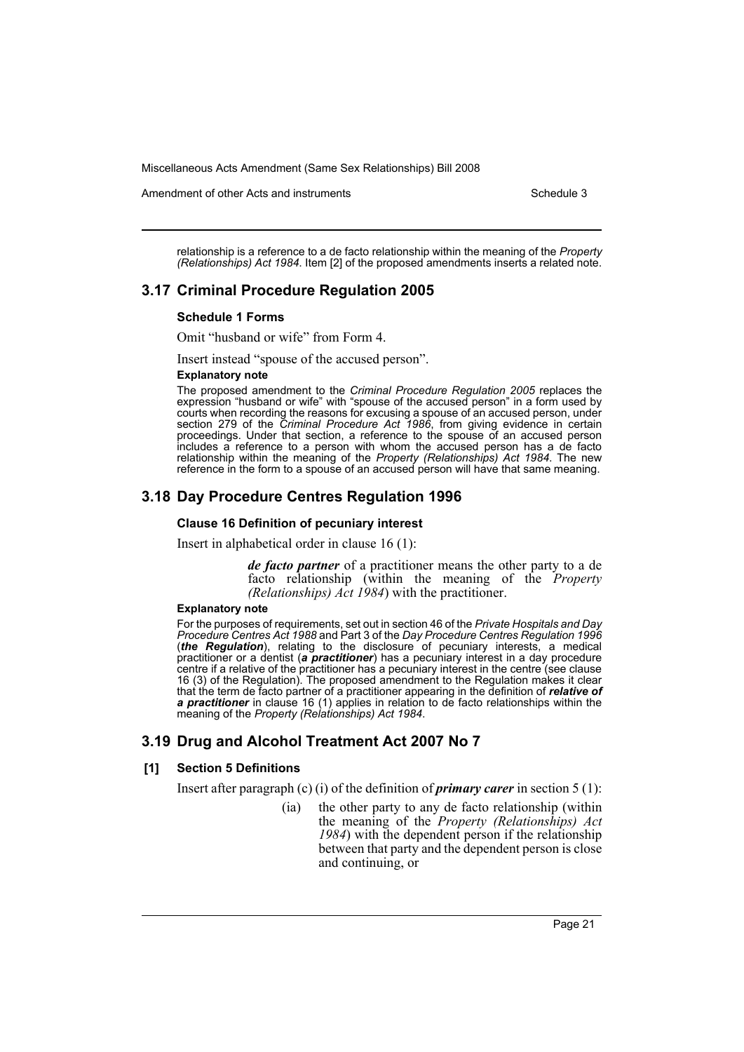relationship is a reference to a de facto relationship within the meaning of the *Property (Relationships) Act 1984*. Item [2] of the proposed amendments inserts a related note.

## 3.17 Criminal Procedure Regulation 2005

### Schedule 1 Forms

Omit "husband or wife" from Form 4.

Insert instead "spouse of the accused person".

**Explanatory note**

The proposed amendment to the *Criminal Procedure Regulation 2005* replaces the expression "husband or wife" with "spouse of the accused person" in a form used by courts when recording the reasons for excusing a spouse of an accused person, under section 279 of the *Criminal Procedure Act 1986*, from giving evidence in certain proceedings. Under that section, a reference to the spouse of an accused person includes a reference to a person with whom the accused person has a de facto relationship within the meaning of the *Property (Relationships) Act 1984*. The new reference in the form to a spouse of an accused person will have that same meaning.

## 3.18 Day Procedure Centres Regulation 1996

### Clause 16 Definition of pecuniary interest

Insert in alphabetical order in clause 16 (1):

> ***de facto partner*** of a practitioner means the other party to a de facto relationship (within the meaning of the *Property (Relationships) Act 1984*) with the practitioner.

**Explanatory note**

For the purposes of requirements, set out in section 46 of the *Private Hospitals and Day Procedure Centres Act 1988* and Part 3 of the *Day Procedure Centres Regulation 1996* (***the Regulation***), relating to the disclosure of pecuniary interests, a medical practitioner or a dentist (***a practitioner***) has a pecuniary interest in a day procedure centre if a relative of the practitioner has a pecuniary interest in the centre (see clause 16 (3) of the Regulation). The proposed amendment to the Regulation makes it clear that the term de facto partner of a practitioner appearing in the definition of ***relative of a practitioner*** in clause 16 (1) applies in relation to de facto relationships within the meaning of the *Property (Relationships) Act 1984*.

## 3.19 Drug and Alcohol Treatment Act 2007 No 7

### [1] Section 5 Definitions

Insert after paragraph (c) (i) of the definition of ***primary carer*** in section 5 (1):

> (ia) the other party to any de facto relationship (within the meaning of the *Property (Relationships) Act 1984*) with the dependent person if the relationship between that party and the dependent person is close and continuing, or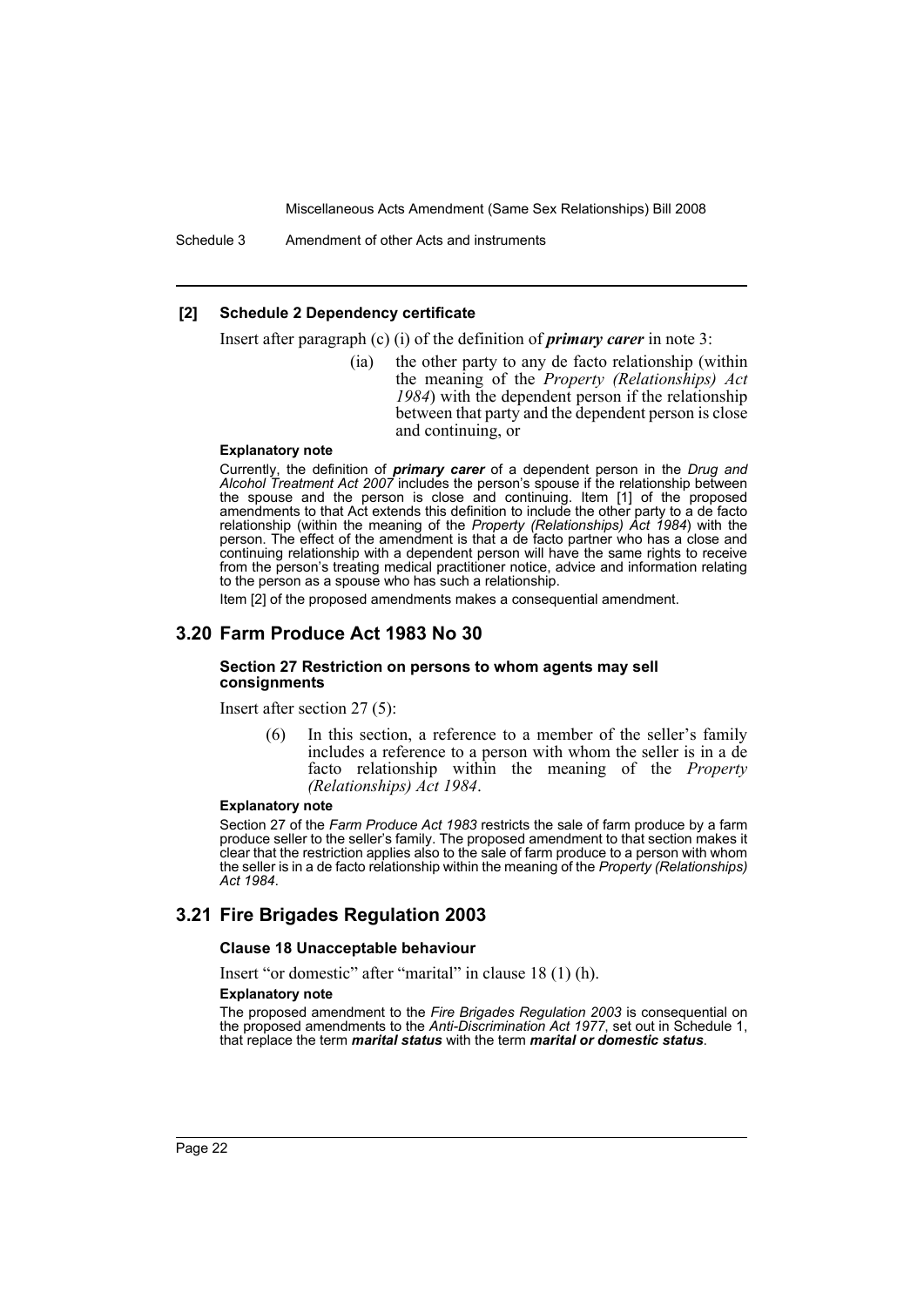**[2] Schedule 2 Dependency certificate**

Insert after paragraph (c) (i) of the definition of ***primary carer*** in note 3:

> (ia) the other party to any de facto relationship (within the meaning of the *Property (Relationships) Act 1984*) with the dependent person if the relationship between that party and the dependent person is close and continuing, or

**Explanatory note**

Currently, the definition of ***primary carer*** of a dependent person in the *Drug and Alcohol Treatment Act 2007* includes the person's spouse if the relationship between the spouse and the person is close and continuing. Item [1] of the proposed amendments to that Act extends this definition to include the other party to a de facto relationship (within the meaning of the *Property (Relationships) Act 1984*) with the person. The effect of the amendment is that a de facto partner who has a close and continuing relationship with a dependent person will have the same rights to receive from the person's treating medical practitioner notice, advice and information relating to the person as a spouse who has such a relationship.

Item [2] of the proposed amendments makes a consequential amendment.

## 3.20 Farm Produce Act 1983 No 30

**Section 27 Restriction on persons to whom agents may sell consignments**

Insert after section 27 (5):

> (6) In this section, a reference to a member of the seller's family includes a reference to a person with whom the seller is in a de facto relationship within the meaning of the *Property (Relationships) Act 1984*.

**Explanatory note**

Section 27 of the *Farm Produce Act 1983* restricts the sale of farm produce by a farm produce seller to the seller's family. The proposed amendment to that section makes it clear that the restriction applies also to the sale of farm produce to a person with whom the seller is in a de facto relationship within the meaning of the *Property (Relationships) Act 1984*.

## 3.21 Fire Brigades Regulation 2003

**Clause 18 Unacceptable behaviour**

Insert "or domestic" after "marital" in clause 18 (1) (h).

**Explanatory note**

The proposed amendment to the *Fire Brigades Regulation 2003* is consequential on the proposed amendments to the *Anti-Discrimination Act 1977*, set out in Schedule 1, that replace the term ***marital status*** with the term ***marital or domestic status***.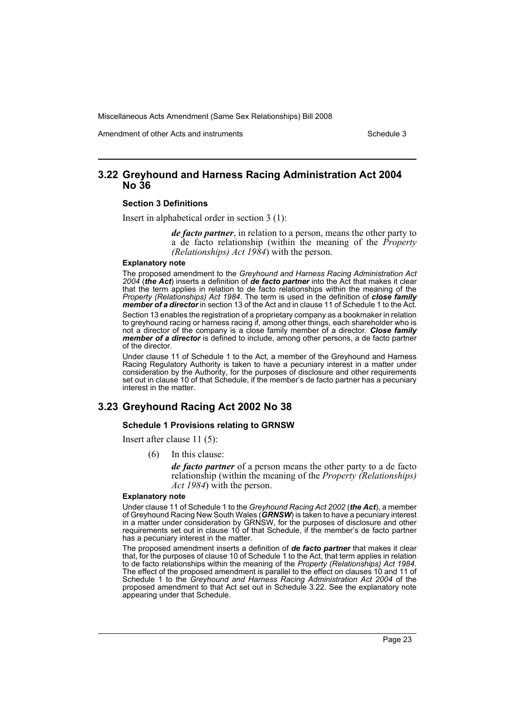## 3.22 Greyhound and Harness Racing Administration Act 2004 No 36

### Section 3 Definitions

Insert in alphabetical order in section 3 (1):

> ***de facto partner***, in relation to a person, means the other party to a de facto relationship (within the meaning of the *Property (Relationships) Act 1984*) with the person.

#### Explanatory note

The proposed amendment to the *Greyhound and Harness Racing Administration Act 2004* (***the Act***) inserts a definition of ***de facto partner*** into the Act that makes it clear that the term applies in relation to de facto relationships within the meaning of the *Property (Relationships) Act 1984*. The term is used in the definition of ***close family member of a director*** in section 13 of the Act and in clause 11 of Schedule 1 to the Act.

Section 13 enables the registration of a proprietary company as a bookmaker in relation to greyhound racing or harness racing if, among other things, each shareholder who is not a director of the company is a close family member of a director. ***Close family member of a director*** is defined to include, among other persons, a de facto partner of the director.

Under clause 11 of Schedule 1 to the Act, a member of the Greyhound and Harness Racing Regulatory Authority is taken to have a pecuniary interest in a matter under consideration by the Authority, for the purposes of disclosure and other requirements set out in clause 10 of that Schedule, if the member's de facto partner has a pecuniary interest in the matter.

## 3.23 Greyhound Racing Act 2002 No 38

### Schedule 1 Provisions relating to GRNSW

Insert after clause 11 (5):

> (6) In this clause:
>
> ***de facto partner*** of a person means the other party to a de facto relationship (within the meaning of the *Property (Relationships) Act 1984*) with the person.

#### Explanatory note

Under clause 11 of Schedule 1 to the *Greyhound Racing Act 2002* (***the Act***), a member of Greyhound Racing New South Wales (***GRNSW***) is taken to have a pecuniary interest in a matter under consideration by GRNSW, for the purposes of disclosure and other requirements set out in clause 10 of that Schedule, if the member's de facto partner has a pecuniary interest in the matter.

The proposed amendment inserts a definition of ***de facto partner*** that makes it clear that, for the purposes of clause 10 of Schedule 1 to the Act, that term applies in relation to de facto relationships within the meaning of the *Property (Relationships) Act 1984*. The effect of the proposed amendment is parallel to the effect on clauses 10 and 11 of Schedule 1 to the *Greyhound and Harness Racing Administration Act 2004* of the proposed amendment to that Act set out in Schedule 3.22. See the explanatory note appearing under that Schedule.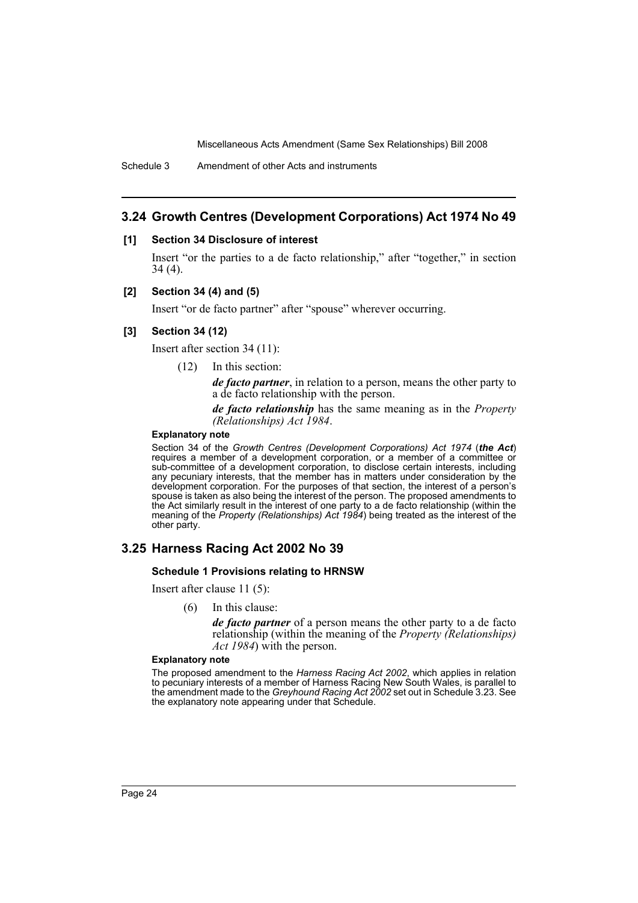## 3.24 Growth Centres (Development Corporations) Act 1974 No 49

### [1] Section 34 Disclosure of interest

Insert "or the parties to a de facto relationship," after "together," in section 34 (4).

### [2] Section 34 (4) and (5)

Insert "or de facto partner" after "spouse" wherever occurring.

### [3] Section 34 (12)

Insert after section 34 (11):

> (12) In this section:
>
> ***de facto partner***, in relation to a person, means the other party to a de facto relationship with the person.
>
> ***de facto relationship*** has the same meaning as in the *Property (Relationships) Act 1984*.

**Explanatory note**

Section 34 of the *Growth Centres (Development Corporations) Act 1974* (***the Act***) requires a member of a development corporation, or a member of a committee or sub-committee of a development corporation, to disclose certain interests, including any pecuniary interests, that the member has in matters under consideration by the development corporation. For the purposes of that section, the interest of a person's spouse is taken as also being the interest of the person. The proposed amendments to the Act similarly result in the interest of one party to a de facto relationship (within the meaning of the *Property (Relationships) Act 1984*) being treated as the interest of the other party.

## 3.25 Harness Racing Act 2002 No 39

### Schedule 1 Provisions relating to HRNSW

Insert after clause 11 (5):

> (6) In this clause:
>
> ***de facto partner*** of a person means the other party to a de facto relationship (within the meaning of the *Property (Relationships) Act 1984*) with the person.

**Explanatory note**

The proposed amendment to the *Harness Racing Act 2002*, which applies in relation to pecuniary interests of a member of Harness Racing New South Wales, is parallel to the amendment made to the *Greyhound Racing Act 2002* set out in Schedule 3.23. See the explanatory note appearing under that Schedule.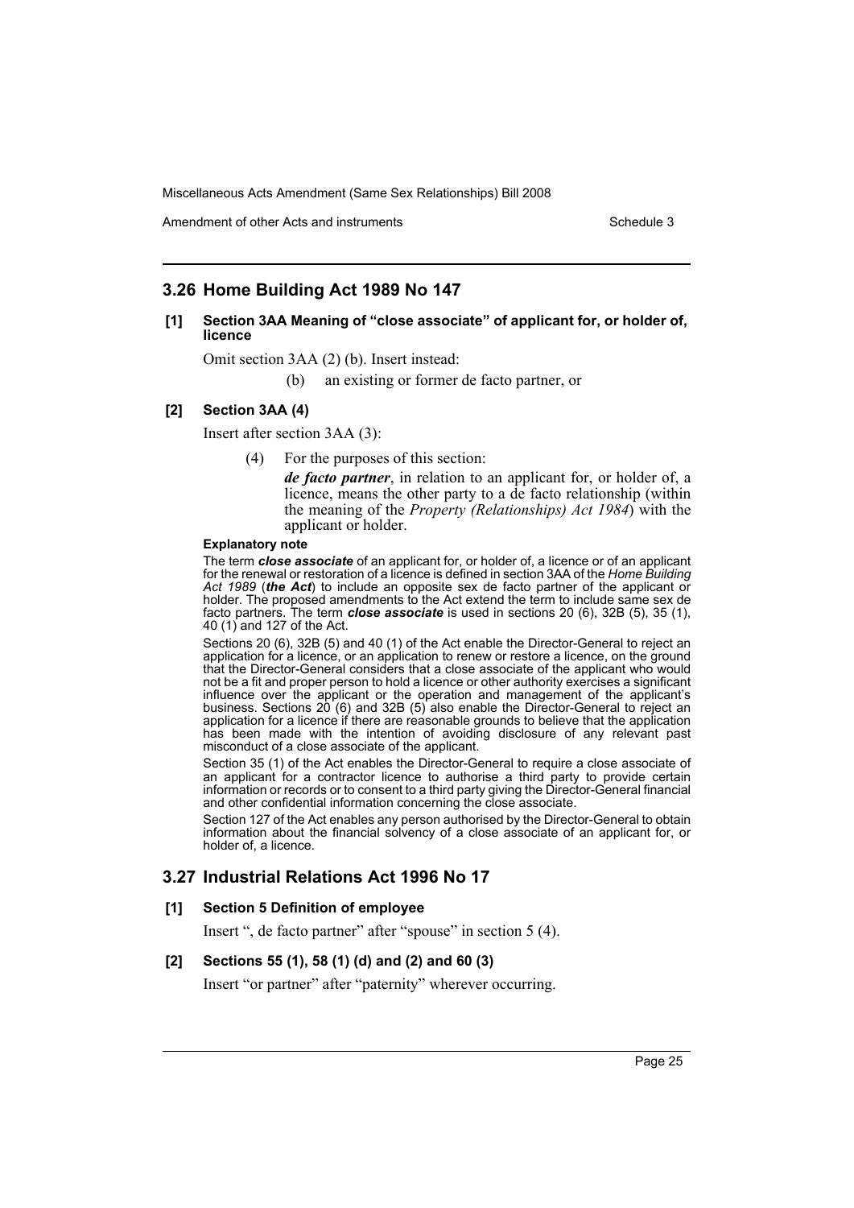## 3.26 Home Building Act 1989 No 147

### [1] Section 3AA Meaning of "close associate" of applicant for, or holder of, licence

Omit section 3AA (2) (b). Insert instead:

(b) an existing or former de facto partner, or

### [2] Section 3AA (4)

Insert after section 3AA (3):

(4) For the purposes of this section:

***de facto partner***, in relation to an applicant for, or holder of, a licence, means the other party to a de facto relationship (within the meaning of the *Property (Relationships) Act 1984*) with the applicant or holder.

**Explanatory note**

The term ***close associate*** of an applicant for, or holder of, a licence or of an applicant for the renewal or restoration of a licence is defined in section 3AA of the *Home Building Act 1989* (***the Act***) to include an opposite sex de facto partner of the applicant or holder. The proposed amendments to the Act extend the term to include same sex de facto partners. The term ***close associate*** is used in sections 20 (6), 32B (5), 35 (1), 40 (1) and 127 of the Act.

Sections 20 (6), 32B (5) and 40 (1) of the Act enable the Director-General to reject an application for a licence, or an application to renew or restore a licence, on the ground that the Director-General considers that a close associate of the applicant who would not be a fit and proper person to hold a licence or other authority exercises a significant influence over the applicant or the operation and management of the applicant's business. Sections 20 (6) and 32B (5) also enable the Director-General to reject an application for a licence if there are reasonable grounds to believe that the application has been made with the intention of avoiding disclosure of any relevant past misconduct of a close associate of the applicant.

Section 35 (1) of the Act enables the Director-General to require a close associate of an applicant for a contractor licence to authorise a third party to provide certain information or records or to consent to a third party giving the Director-General financial and other confidential information concerning the close associate.

Section 127 of the Act enables any person authorised by the Director-General to obtain information about the financial solvency of a close associate of an applicant for, or holder of, a licence.

## 3.27 Industrial Relations Act 1996 No 17

### [1] Section 5 Definition of employee

Insert ", de facto partner" after "spouse" in section 5 (4).

### [2] Sections 55 (1), 58 (1) (d) and (2) and 60 (3)

Insert "or partner" after "paternity" wherever occurring.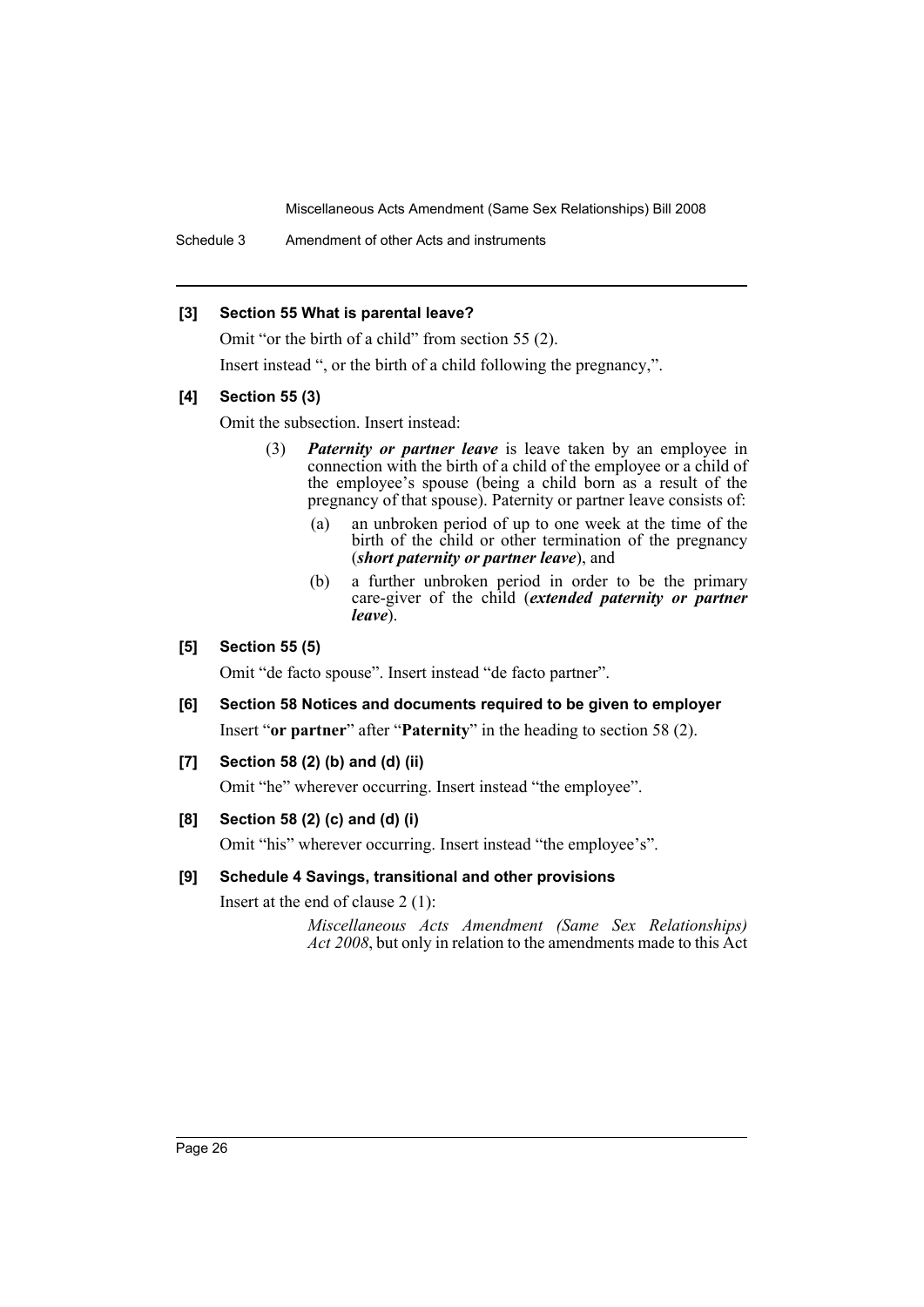**[3] Section 55 What is parental leave?**

Omit "or the birth of a child" from section 55 (2).

Insert instead ", or the birth of a child following the pregnancy,".

**[4] Section 55 (3)**

Omit the subsection. Insert instead:

> (3) ***Paternity or partner leave*** is leave taken by an employee in connection with the birth of a child of the employee or a child of the employee's spouse (being a child born as a result of the pregnancy of that spouse). Paternity or partner leave consists of:
>
> (a) an unbroken period of up to one week at the time of the birth of the child or other termination of the pregnancy (***short paternity or partner leave***), and
>
> (b) a further unbroken period in order to be the primary care-giver of the child (***extended paternity or partner leave***).

**[5] Section 55 (5)**

Omit "de facto spouse". Insert instead "de facto partner".

**[6] Section 58 Notices and documents required to be given to employer**

Insert "**or partner**" after "**Paternity**" in the heading to section 58 (2).

**[7] Section 58 (2) (b) and (d) (ii)**

Omit "he" wherever occurring. Insert instead "the employee".

**[8] Section 58 (2) (c) and (d) (i)**

Omit "his" wherever occurring. Insert instead "the employee's".

**[9] Schedule 4 Savings, transitional and other provisions**

Insert at the end of clause 2 (1):

> *Miscellaneous Acts Amendment (Same Sex Relationships) Act 2008*, but only in relation to the amendments made to this Act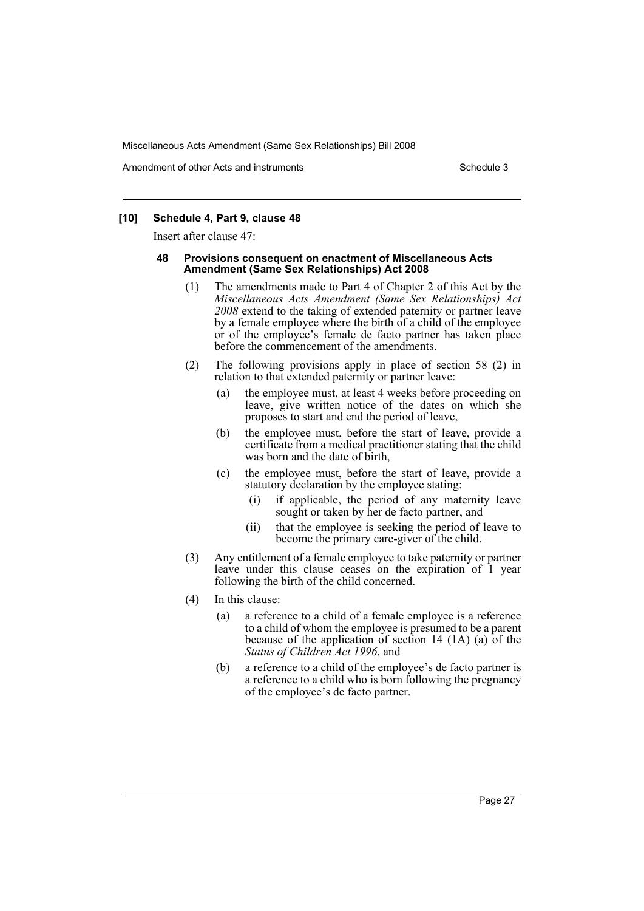### [10] Schedule 4, Part 9, clause 48

Insert after clause 47:

#### 48 Provisions consequent on enactment of Miscellaneous Acts Amendment (Same Sex Relationships) Act 2008

(1) The amendments made to Part 4 of Chapter 2 of this Act by the *Miscellaneous Acts Amendment (Same Sex Relationships) Act 2008* extend to the taking of extended paternity or partner leave by a female employee where the birth of a child of the employee or of the employee's female de facto partner has taken place before the commencement of the amendments.

(2) The following provisions apply in place of section 58 (2) in relation to that extended paternity or partner leave:

(a) the employee must, at least 4 weeks before proceeding on leave, give written notice of the dates on which she proposes to start and end the period of leave,

(b) the employee must, before the start of leave, provide a certificate from a medical practitioner stating that the child was born and the date of birth,

(c) the employee must, before the start of leave, provide a statutory declaration by the employee stating:

(i) if applicable, the period of any maternity leave sought or taken by her de facto partner, and

(ii) that the employee is seeking the period of leave to become the primary care-giver of the child.

(3) Any entitlement of a female employee to take paternity or partner leave under this clause ceases on the expiration of 1 year following the birth of the child concerned.

(4) In this clause:

(a) a reference to a child of a female employee is a reference to a child of whom the employee is presumed to be a parent because of the application of section 14 (1A) (a) of the *Status of Children Act 1996*, and

(b) a reference to a child of the employee's de facto partner is a reference to a child who is born following the pregnancy of the employee's de facto partner.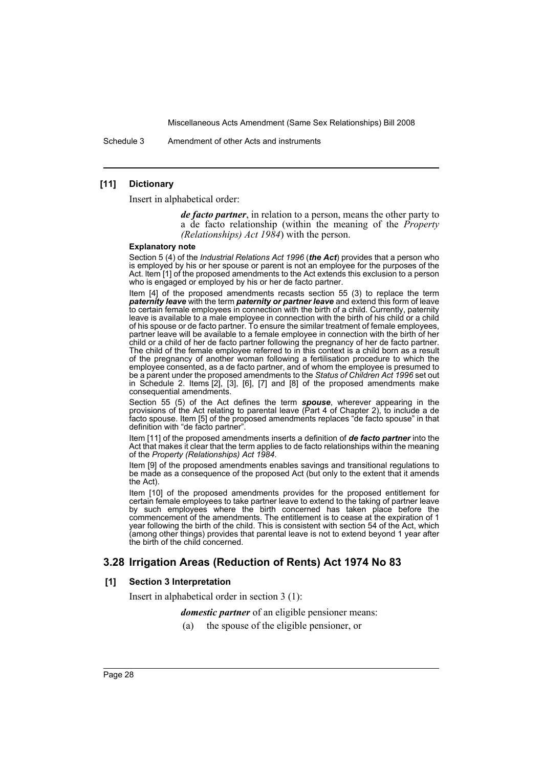**[11] Dictionary**

Insert in alphabetical order:

> ***de facto partner***, in relation to a person, means the other party to a de facto relationship (within the meaning of the *Property (Relationships) Act 1984*) with the person.

**Explanatory note**

Section 5 (4) of the *Industrial Relations Act 1996* (***the Act***) provides that a person who is employed by his or her spouse or parent is not an employee for the purposes of the Act. Item [1] of the proposed amendments to the Act extends this exclusion to a person who is engaged or employed by his or her de facto partner.

Item [4] of the proposed amendments recasts section 55 (3) to replace the term ***paternity leave*** with the term ***paternity or partner leave*** and extend this form of leave to certain female employees in connection with the birth of a child. Currently, paternity leave is available to a male employee in connection with the birth of his child or a child of his spouse or de facto partner. To ensure the similar treatment of female employees, partner leave will be available to a female employee in connection with the birth of her child or a child of her de facto partner following the pregnancy of her de facto partner. The child of the female employee referred to in this context is a child born as a result of the pregnancy of another woman following a fertilisation procedure to which the employee consented, as a de facto partner, and of whom the employee is presumed to be a parent under the proposed amendments to the *Status of Children Act 1996* set out in Schedule 2. Items [2], [3], [6], [7] and [8] of the proposed amendments make consequential amendments.

Section 55 (5) of the Act defines the term ***spouse***, wherever appearing in the provisions of the Act relating to parental leave (Part 4 of Chapter 2), to include a de facto spouse. Item [5] of the proposed amendments replaces "de facto spouse" in that definition with "de facto partner".

Item [11] of the proposed amendments inserts a definition of ***de facto partner*** into the Act that makes it clear that the term applies to de facto relationships within the meaning of the *Property (Relationships) Act 1984*.

Item [9] of the proposed amendments enables savings and transitional regulations to be made as a consequence of the proposed Act (but only to the extent that it amends the Act).

Item [10] of the proposed amendments provides for the proposed entitlement for certain female employees to take partner leave to extend to the taking of partner leave by such employees where the birth concerned has taken place before the commencement of the amendments. The entitlement is to cease at the expiration of 1 year following the birth of the child. This is consistent with section 54 of the Act, which (among other things) provides that parental leave is not to extend beyond 1 year after the birth of the child concerned.

## 3.28 Irrigation Areas (Reduction of Rents) Act 1974 No 83

**[1] Section 3 Interpretation**

Insert in alphabetical order in section 3 (1):

> ***domestic partner*** of an eligible pensioner means:
>
> (a) the spouse of the eligible pensioner, or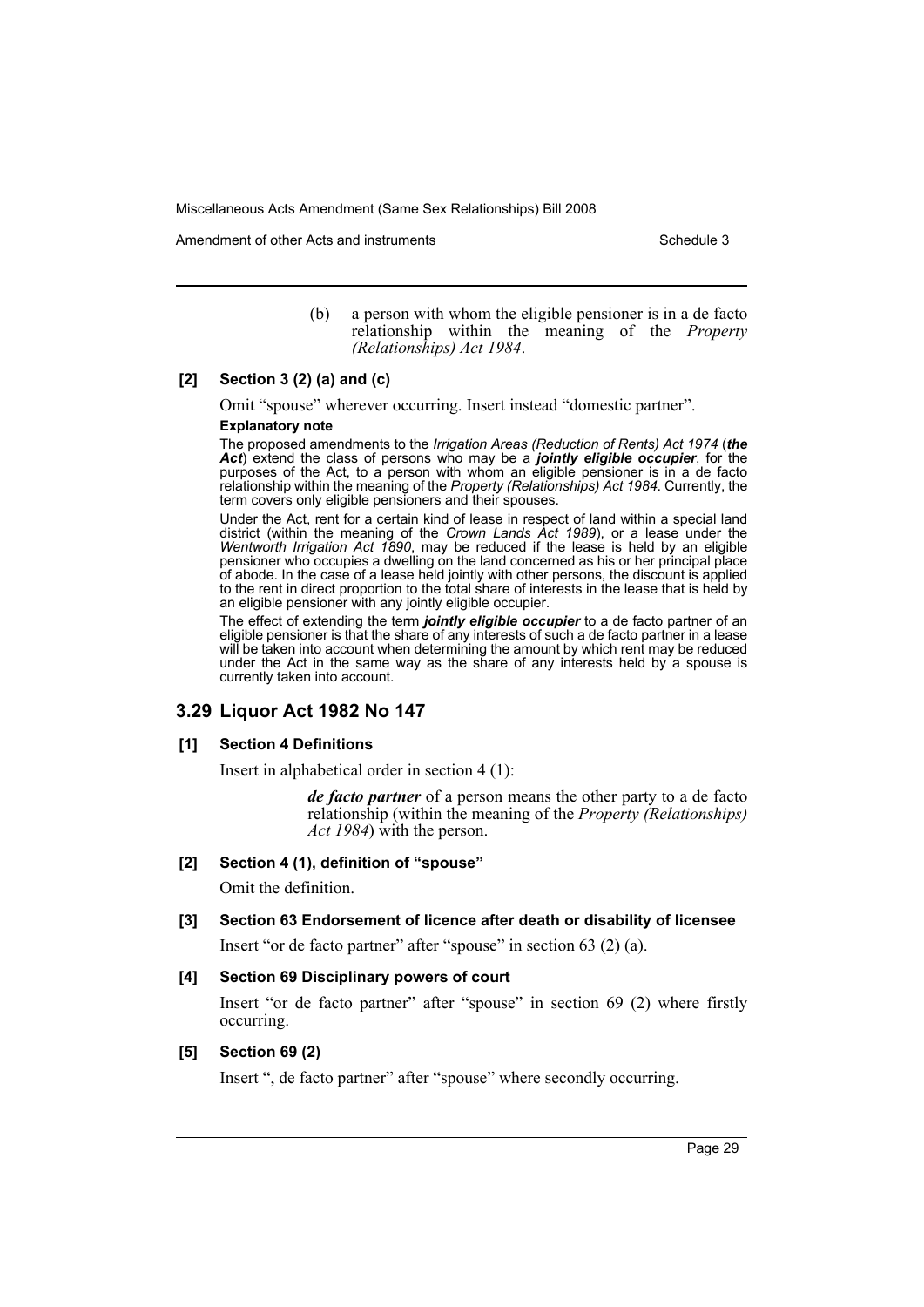(b) a person with whom the eligible pensioner is in a de facto relationship within the meaning of the *Property (Relationships) Act 1984*.

**[2] Section 3 (2) (a) and (c)**

Omit "spouse" wherever occurring. Insert instead "domestic partner".

**Explanatory note**

The proposed amendments to the *Irrigation Areas (Reduction of Rents) Act 1974* (***the Act***) extend the class of persons who may be a ***jointly eligible occupier***, for the purposes of the Act, to a person with whom an eligible pensioner is in a de facto relationship within the meaning of the *Property (Relationships) Act 1984*. Currently, the term covers only eligible pensioners and their spouses.

Under the Act, rent for a certain kind of lease in respect of land within a special land district (within the meaning of the *Crown Lands Act 1989*), or a lease under the *Wentworth Irrigation Act 1890*, may be reduced if the lease is held by an eligible pensioner who occupies a dwelling on the land concerned as his or her principal place of abode. In the case of a lease held jointly with other persons, the discount is applied to the rent in direct proportion to the total share of interests in the lease that is held by an eligible pensioner with any jointly eligible occupier.

The effect of extending the term ***jointly eligible occupier*** to a de facto partner of an eligible pensioner is that the share of any interests of such a de facto partner in a lease will be taken into account when determining the amount by which rent may be reduced under the Act in the same way as the share of any interests held by a spouse is currently taken into account.

## 3.29 Liquor Act 1982 No 147

**[1] Section 4 Definitions**

Insert in alphabetical order in section 4 (1):

> ***de facto partner*** of a person means the other party to a de facto relationship (within the meaning of the *Property (Relationships) Act 1984*) with the person.

**[2] Section 4 (1), definition of "spouse"**

Omit the definition.

**[3] Section 63 Endorsement of licence after death or disability of licensee**

Insert "or de facto partner" after "spouse" in section 63 (2) (a).

**[4] Section 69 Disciplinary powers of court**

Insert "or de facto partner" after "spouse" in section 69 (2) where firstly occurring.

**[5] Section 69 (2)**

Insert ", de facto partner" after "spouse" where secondly occurring.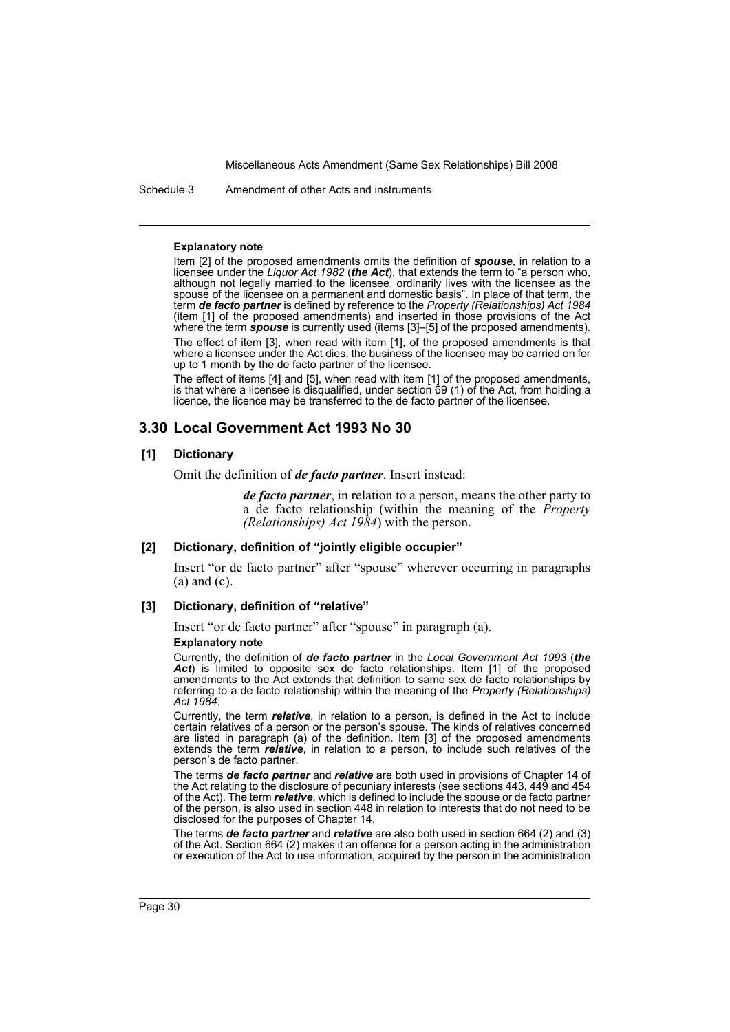**Explanatory note**

Item [2] of the proposed amendments omits the definition of ***spouse***, in relation to a licensee under the *Liquor Act 1982* (***the Act***), that extends the term to "a person who, although not legally married to the licensee, ordinarily lives with the licensee as the spouse of the licensee on a permanent and domestic basis". In place of that term, the term ***de facto partner*** is defined by reference to the *Property (Relationships) Act 1984* (item [1] of the proposed amendments) and inserted in those provisions of the Act where the term ***spouse*** is currently used (items [3]–[5] of the proposed amendments).

The effect of item [3], when read with item [1], of the proposed amendments is that where a licensee under the Act dies, the business of the licensee may be carried on for up to 1 month by the de facto partner of the licensee.

The effect of items [4] and [5], when read with item [1] of the proposed amendments, is that where a licensee is disqualified, under section 69 (1) of the Act, from holding a licence, the licence may be transferred to the de facto partner of the licensee.

## 3.30 Local Government Act 1993 No 30

### [1] Dictionary

Omit the definition of ***de facto partner***. Insert instead:

> ***de facto partner***, in relation to a person, means the other party to a de facto relationship (within the meaning of the *Property (Relationships) Act 1984*) with the person.

### [2] Dictionary, definition of "jointly eligible occupier"

Insert "or de facto partner" after "spouse" wherever occurring in paragraphs (a) and (c).

### [3] Dictionary, definition of "relative"

Insert "or de facto partner" after "spouse" in paragraph (a).

**Explanatory note**

Currently, the definition of ***de facto partner*** in the *Local Government Act 1993* (***the Act***) is limited to opposite sex de facto relationships. Item [1] of the proposed amendments to the Act extends that definition to same sex de facto relationships by referring to a de facto relationship within the meaning of the *Property (Relationships) Act 1984*.

Currently, the term ***relative***, in relation to a person, is defined in the Act to include certain relatives of a person or the person's spouse. The kinds of relatives concerned are listed in paragraph (a) of the definition. Item [3] of the proposed amendments extends the term ***relative***, in relation to a person, to include such relatives of the person's de facto partner.

The terms ***de facto partner*** and ***relative*** are both used in provisions of Chapter 14 of the Act relating to the disclosure of pecuniary interests (see sections 443, 449 and 454 of the Act). The term ***relative***, which is defined to include the spouse or de facto partner of the person, is also used in section 448 in relation to interests that do not need to be disclosed for the purposes of Chapter 14.

The terms ***de facto partner*** and ***relative*** are also both used in section 664 (2) and (3) of the Act. Section 664 (2) makes it an offence for a person acting in the administration or execution of the Act to use information, acquired by the person in the administration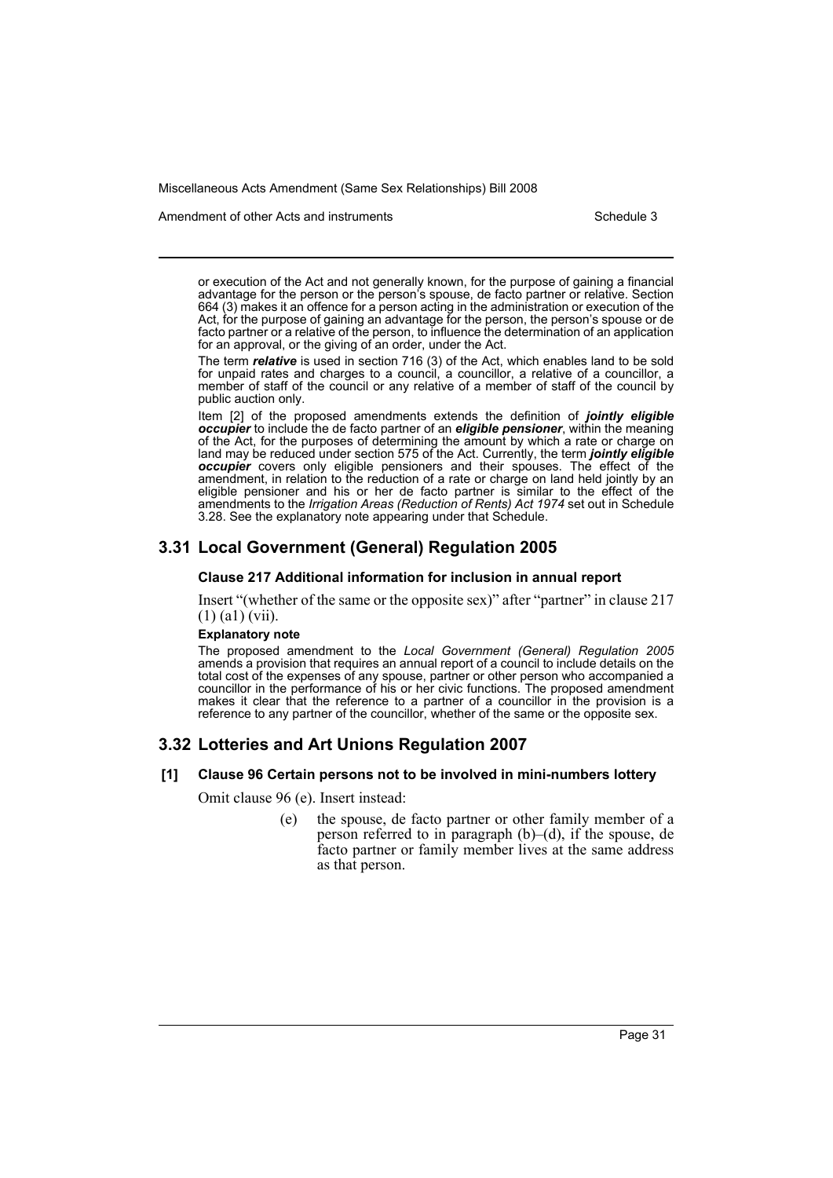or execution of the Act and not generally known, for the purpose of gaining a financial advantage for the person or the person's spouse, de facto partner or relative. Section 664 (3) makes it an offence for a person acting in the administration or execution of the Act, for the purpose of gaining an advantage for the person, the person's spouse or de facto partner or a relative of the person, to influence the determination of an application for an approval, or the giving of an order, under the Act.

The term ***relative*** is used in section 716 (3) of the Act, which enables land to be sold for unpaid rates and charges to a council, a councillor, a relative of a councillor, a member of staff of the council or any relative of a member of staff of the council by public auction only.

Item [2] of the proposed amendments extends the definition of ***jointly eligible occupier*** to include the de facto partner of an ***eligible pensioner***, within the meaning of the Act, for the purposes of determining the amount by which a rate or charge on land may be reduced under section 575 of the Act. Currently, the term ***jointly eligible occupier*** covers only eligible pensioners and their spouses. The effect of the amendment, in relation to the reduction of a rate or charge on land held jointly by an eligible pensioner and his or her de facto partner is similar to the effect of the amendments to the *Irrigation Areas (Reduction of Rents) Act 1974* set out in Schedule 3.28. See the explanatory note appearing under that Schedule.

## 3.31 Local Government (General) Regulation 2005

### Clause 217 Additional information for inclusion in annual report

Insert "(whether of the same or the opposite sex)" after "partner" in clause 217 (1) (a1) (vii).

**Explanatory note**

The proposed amendment to the *Local Government (General) Regulation 2005* amends a provision that requires an annual report of a council to include details on the total cost of the expenses of any spouse, partner or other person who accompanied a councillor in the performance of his or her civic functions. The proposed amendment makes it clear that the reference to a partner of a councillor in the provision is a reference to any partner of the councillor, whether of the same or the opposite sex.

## 3.32 Lotteries and Art Unions Regulation 2007

### [1] Clause 96 Certain persons not to be involved in mini-numbers lottery

Omit clause 96 (e). Insert instead:

(e) the spouse, de facto partner or other family member of a person referred to in paragraph (b)–(d), if the spouse, de facto partner or family member lives at the same address as that person.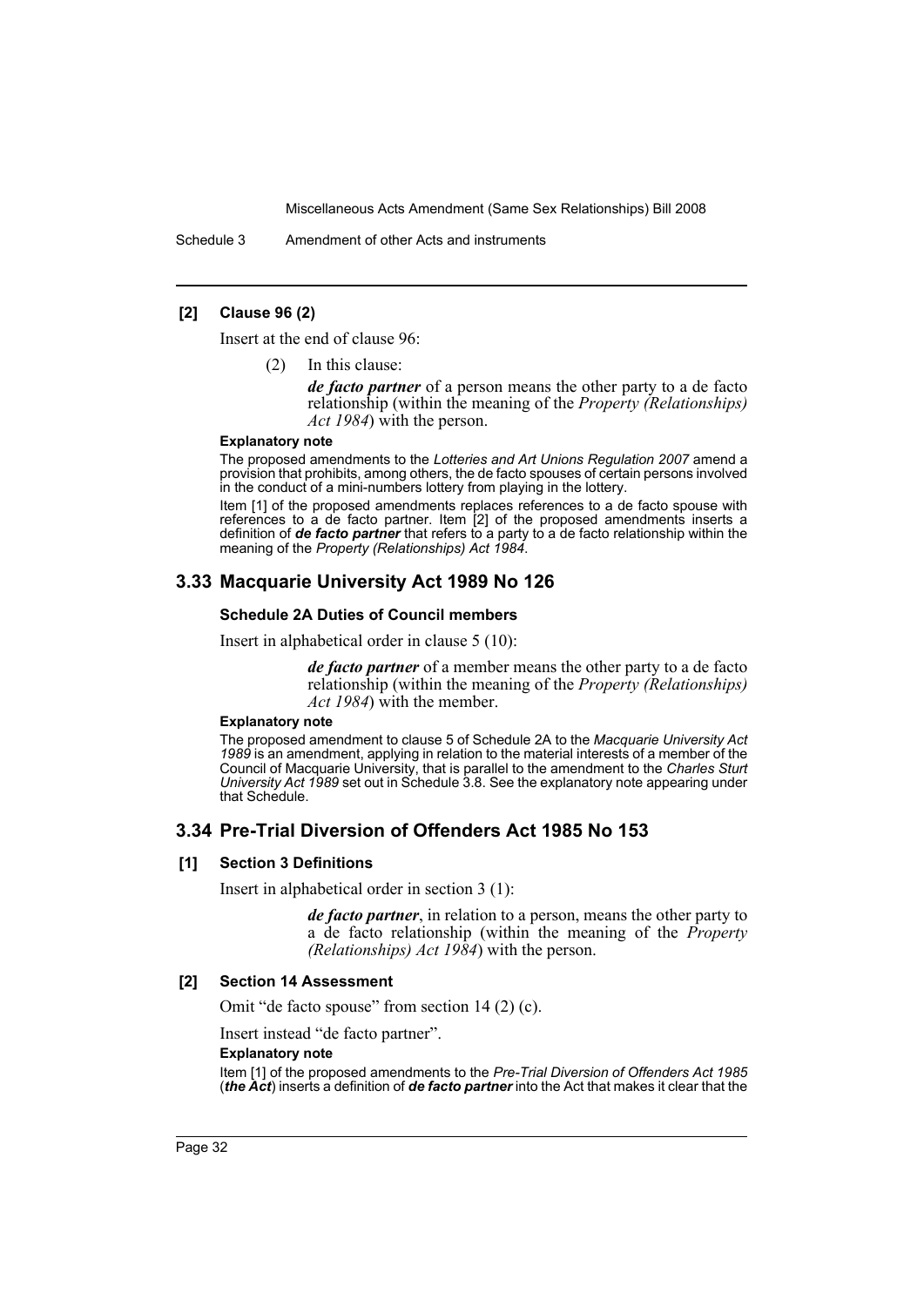**[2] Clause 96 (2)**

Insert at the end of clause 96:

(2) In this clause:

***de facto partner*** of a person means the other party to a de facto relationship (within the meaning of the *Property (Relationships) Act 1984*) with the person.

**Explanatory note**

The proposed amendments to the *Lotteries and Art Unions Regulation 2007* amend a provision that prohibits, among others, the de facto spouses of certain persons involved in the conduct of a mini-numbers lottery from playing in the lottery.

Item [1] of the proposed amendments replaces references to a de facto spouse with references to a de facto partner. Item [2] of the proposed amendments inserts a definition of ***de facto partner*** that refers to a party to a de facto relationship within the meaning of the *Property (Relationships) Act 1984*.

## 3.33 Macquarie University Act 1989 No 126

**Schedule 2A Duties of Council members**

Insert in alphabetical order in clause 5 (10):

***de facto partner*** of a member means the other party to a de facto relationship (within the meaning of the *Property (Relationships) Act 1984*) with the member.

**Explanatory note**

The proposed amendment to clause 5 of Schedule 2A to the *Macquarie University Act 1989* is an amendment, applying in relation to the material interests of a member of the Council of Macquarie University, that is parallel to the amendment to the *Charles Sturt University Act 1989* set out in Schedule 3.8. See the explanatory note appearing under that Schedule.

## 3.34 Pre-Trial Diversion of Offenders Act 1985 No 153

**[1] Section 3 Definitions**

Insert in alphabetical order in section 3 (1):

***de facto partner***, in relation to a person, means the other party to a de facto relationship (within the meaning of the *Property (Relationships) Act 1984*) with the person.

**[2] Section 14 Assessment**

Omit "de facto spouse" from section 14 (2) (c).

Insert instead "de facto partner".

**Explanatory note**

Item [1] of the proposed amendments to the *Pre-Trial Diversion of Offenders Act 1985* (***the Act***) inserts a definition of ***de facto partner*** into the Act that makes it clear that the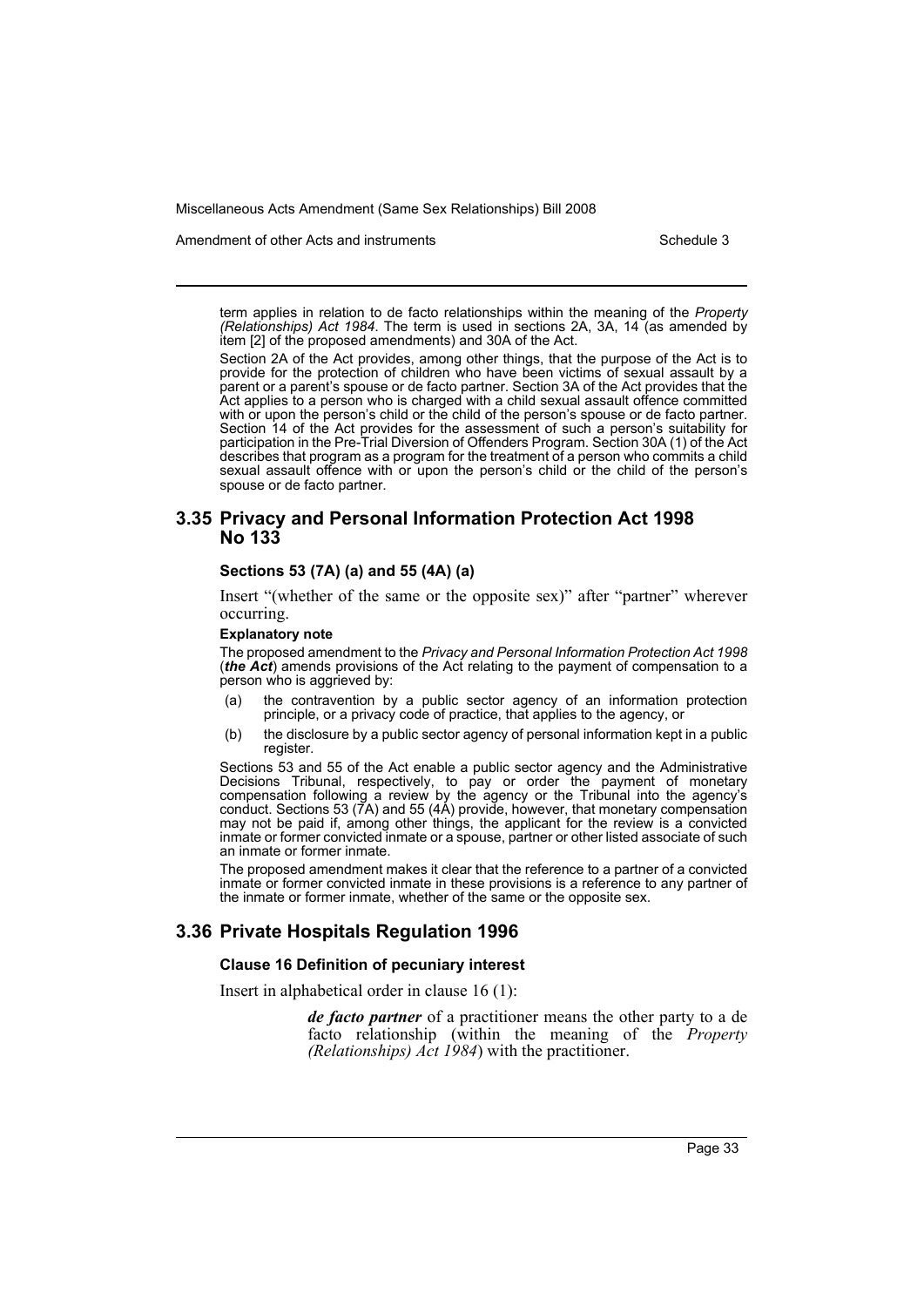term applies in relation to de facto relationships within the meaning of the *Property (Relationships) Act 1984*. The term is used in sections 2A, 3A, 14 (as amended by item [2] of the proposed amendments) and 30A of the Act.

Section 2A of the Act provides, among other things, that the purpose of the Act is to provide for the protection of children who have been victims of sexual assault by a parent or a parent's spouse or de facto partner. Section 3A of the Act provides that the Act applies to a person who is charged with a child sexual assault offence committed with or upon the person's child or the child of the person's spouse or de facto partner. Section 14 of the Act provides for the assessment of such a person's suitability for participation in the Pre-Trial Diversion of Offenders Program. Section 30A (1) of the Act describes that program as a program for the treatment of a person who commits a child sexual assault offence with or upon the person's child or the child of the person's spouse or de facto partner.

## 3.35 Privacy and Personal Information Protection Act 1998 No 133

### Sections 53 (7A) (a) and 55 (4A) (a)

Insert "(whether of the same or the opposite sex)" after "partner" wherever occurring.

**Explanatory note**

The proposed amendment to the *Privacy and Personal Information Protection Act 1998* (***the Act***) amends provisions of the Act relating to the payment of compensation to a person who is aggrieved by:

(a) the contravention by a public sector agency of an information protection principle, or a privacy code of practice, that applies to the agency, or

(b) the disclosure by a public sector agency of personal information kept in a public register.

Sections 53 and 55 of the Act enable a public sector agency and the Administrative Decisions Tribunal, respectively, to pay or order the payment of monetary compensation following a review by the agency or the Tribunal into the agency's conduct. Sections 53 (7A) and 55 (4A) provide, however, that monetary compensation may not be paid if, among other things, the applicant for the review is a convicted inmate or former convicted inmate or a spouse, partner or other listed associate of such an inmate or former inmate.

The proposed amendment makes it clear that the reference to a partner of a convicted inmate or former convicted inmate in these provisions is a reference to any partner of the inmate or former inmate, whether of the same or the opposite sex.

## 3.36 Private Hospitals Regulation 1996

### Clause 16 Definition of pecuniary interest

Insert in alphabetical order in clause 16 (1):

> ***de facto partner*** of a practitioner means the other party to a de facto relationship (within the meaning of the *Property (Relationships) Act 1984*) with the practitioner.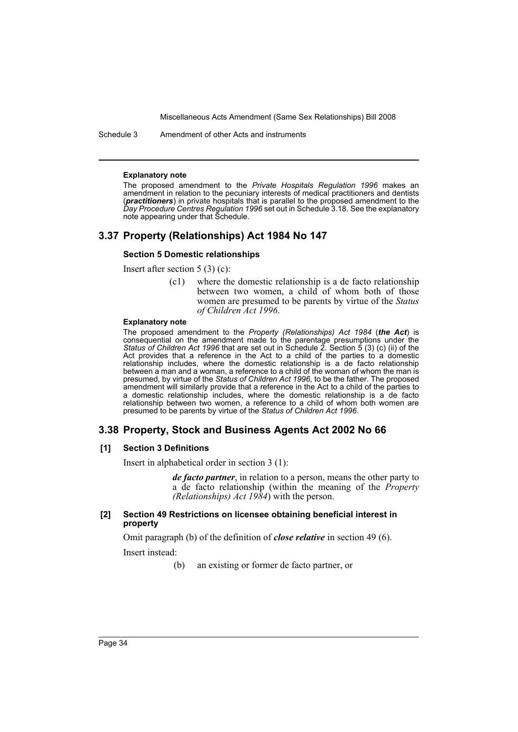**Explanatory note**

The proposed amendment to the *Private Hospitals Regulation 1996* makes an amendment in relation to the pecuniary interests of medical practitioners and dentists (***practitioners***) in private hospitals that is parallel to the proposed amendment to the *Day Procedure Centres Regulation 1996* set out in Schedule 3.18. See the explanatory note appearing under that Schedule.

## 3.37 Property (Relationships) Act 1984 No 147

### Section 5 Domestic relationships

Insert after section 5 (3) (c):

> (c1) where the domestic relationship is a de facto relationship between two women, a child of whom both of those women are presumed to be parents by virtue of the *Status of Children Act 1996*.

**Explanatory note**

The proposed amendment to the *Property (Relationships) Act 1984* (***the Act***) is consequential on the amendment made to the parentage presumptions under the *Status of Children Act 1996* that are set out in Schedule 2. Section 5 (3) (c) (ii) of the Act provides that a reference in the Act to a child of the parties to a domestic relationship includes, where the domestic relationship is a de facto relationship between a man and a woman, a reference to a child of the woman of whom the man is presumed, by virtue of the *Status of Children Act 1996*, to be the father. The proposed amendment will similarly provide that a reference in the Act to a child of the parties to a domestic relationship includes, where the domestic relationship is a de facto relationship between two women, a reference to a child of whom both women are presumed to be parents by virtue of the *Status of Children Act 1996*.

## 3.38 Property, Stock and Business Agents Act 2002 No 66

### [1] Section 3 Definitions

Insert in alphabetical order in section 3 (1):

> ***de facto partner***, in relation to a person, means the other party to a de facto relationship (within the meaning of the *Property (Relationships) Act 1984*) with the person.

### [2] Section 49 Restrictions on licensee obtaining beneficial interest in property

Omit paragraph (b) of the definition of ***close relative*** in section 49 (6).

Insert instead:

> (b) an existing or former de facto partner, or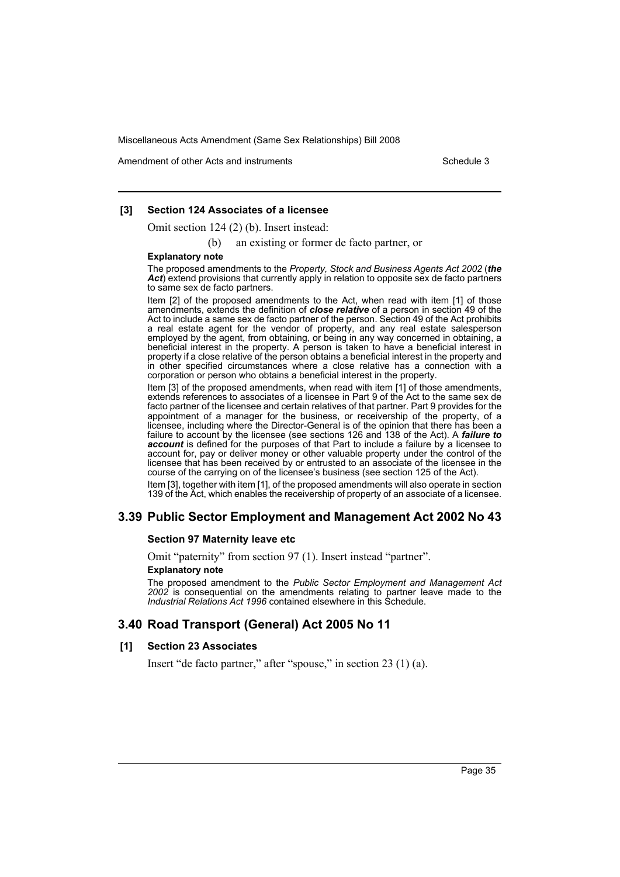#### [3] Section 124 Associates of a licensee

Omit section 124 (2) (b). Insert instead:

(b) an existing or former de facto partner, or

**Explanatory note**

The proposed amendments to the *Property, Stock and Business Agents Act 2002* (***the Act***) extend provisions that currently apply in relation to opposite sex de facto partners to same sex de facto partners.

Item [2] of the proposed amendments to the Act, when read with item [1] of those amendments, extends the definition of ***close relative*** of a person in section 49 of the Act to include a same sex de facto partner of the person. Section 49 of the Act prohibits a real estate agent for the vendor of property, and any real estate salesperson employed by the agent, from obtaining, or being in any way concerned in obtaining, a beneficial interest in the property. A person is taken to have a beneficial interest in property if a close relative of the person obtains a beneficial interest in the property and in other specified circumstances where a close relative has a connection with a corporation or person who obtains a beneficial interest in the property.

Item [3] of the proposed amendments, when read with item [1] of those amendments, extends references to associates of a licensee in Part 9 of the Act to the same sex de facto partner of the licensee and certain relatives of that partner. Part 9 provides for the appointment of a manager for the business, or receivership of the property, of a licensee, including where the Director-General is of the opinion that there has been a failure to account by the licensee (see sections 126 and 138 of the Act). A ***failure to account*** is defined for the purposes of that Part to include a failure by a licensee to account for, pay or deliver money or other valuable property under the control of the licensee that has been received by or entrusted to an associate of the licensee in the course of the carrying on of the licensee's business (see section 125 of the Act).

Item [3], together with item [1], of the proposed amendments will also operate in section 139 of the Act, which enables the receivership of property of an associate of a licensee.

## 3.39 Public Sector Employment and Management Act 2002 No 43

#### Section 97 Maternity leave etc

Omit "paternity" from section 97 (1). Insert instead "partner".

**Explanatory note**

The proposed amendment to the *Public Sector Employment and Management Act 2002* is consequential on the amendments relating to partner leave made to the *Industrial Relations Act 1996* contained elsewhere in this Schedule.

## 3.40 Road Transport (General) Act 2005 No 11

#### [1] Section 23 Associates

Insert "de facto partner," after "spouse," in section 23 (1) (a).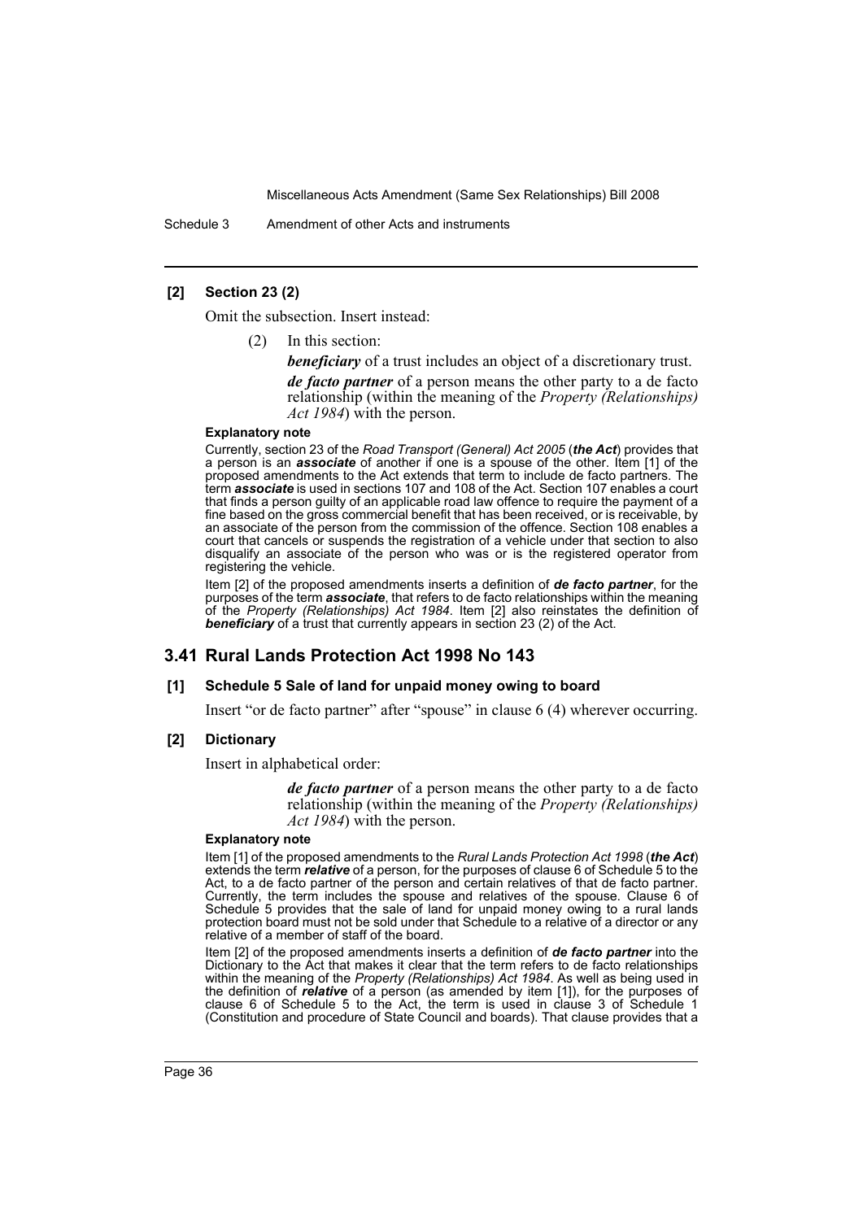#### [2] Section 23 (2)

Omit the subsection. Insert instead:

(2) In this section:

***beneficiary*** of a trust includes an object of a discretionary trust.

***de facto partner*** of a person means the other party to a de facto relationship (within the meaning of the *Property (Relationships) Act 1984*) with the person.

**Explanatory note**

Currently, section 23 of the *Road Transport (General) Act 2005* (***the Act***) provides that a person is an ***associate*** of another if one is a spouse of the other. Item [1] of the proposed amendments to the Act extends that term to include de facto partners. The term ***associate*** is used in sections 107 and 108 of the Act. Section 107 enables a court that finds a person guilty of an applicable road law offence to require the payment of a fine based on the gross commercial benefit that has been received, or is receivable, by an associate of the person from the commission of the offence. Section 108 enables a court that cancels or suspends the registration of a vehicle under that section to also disqualify an associate of the person who was or is the registered operator from registering the vehicle.

Item [2] of the proposed amendments inserts a definition of ***de facto partner***, for the purposes of the term ***associate***, that refers to de facto relationships within the meaning of the *Property (Relationships) Act 1984*. Item [2] also reinstates the definition of ***beneficiary*** of a trust that currently appears in section 23 (2) of the Act.

## 3.41 Rural Lands Protection Act 1998 No 143

#### [1] Schedule 5 Sale of land for unpaid money owing to board

Insert "or de facto partner" after "spouse" in clause 6 (4) wherever occurring.

#### [2] Dictionary

Insert in alphabetical order:

***de facto partner*** of a person means the other party to a de facto relationship (within the meaning of the *Property (Relationships) Act 1984*) with the person.

**Explanatory note**

Item [1] of the proposed amendments to the *Rural Lands Protection Act 1998* (***the Act***) extends the term ***relative*** of a person, for the purposes of clause 6 of Schedule 5 to the Act, to a de facto partner of the person and certain relatives of that de facto partner. Currently, the term includes the spouse and relatives of the spouse. Clause 6 of Schedule 5 provides that the sale of land for unpaid money owing to a rural lands protection board must not be sold under that Schedule to a relative of a director or any relative of a member of staff of the board.

Item [2] of the proposed amendments inserts a definition of ***de facto partner*** into the Dictionary to the Act that makes it clear that the term refers to de facto relationships within the meaning of the *Property (Relationships) Act 1984*. As well as being used in the definition of ***relative*** of a person (as amended by item [1]), for the purposes of clause 6 of Schedule 5 to the Act, the term is used in clause 3 of Schedule 1 (Constitution and procedure of State Council and boards). That clause provides that a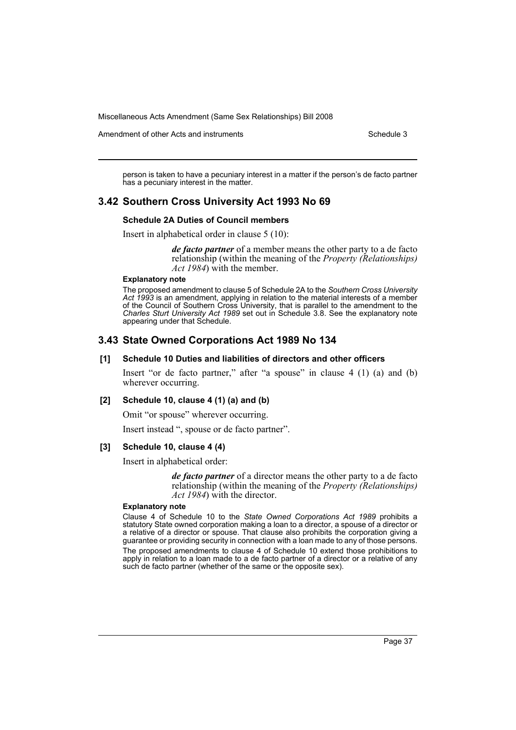person is taken to have a pecuniary interest in a matter if the person's de facto partner has a pecuniary interest in the matter.

## 3.42 Southern Cross University Act 1993 No 69

**Schedule 2A Duties of Council members**

Insert in alphabetical order in clause 5 (10):

> ***de facto partner*** of a member means the other party to a de facto relationship (within the meaning of the *Property (Relationships) Act 1984*) with the member.

**Explanatory note**

The proposed amendment to clause 5 of Schedule 2A to the *Southern Cross University Act 1993* is an amendment, applying in relation to the material interests of a member of the Council of Southern Cross University, that is parallel to the amendment to the *Charles Sturt University Act 1989* set out in Schedule 3.8. See the explanatory note appearing under that Schedule.

## 3.43 State Owned Corporations Act 1989 No 134

**[1] Schedule 10 Duties and liabilities of directors and other officers**

Insert "or de facto partner," after "a spouse" in clause 4 (1) (a) and (b) wherever occurring.

**[2] Schedule 10, clause 4 (1) (a) and (b)**

Omit "or spouse" wherever occurring.

Insert instead ", spouse or de facto partner".

**[3] Schedule 10, clause 4 (4)**

Insert in alphabetical order:

> ***de facto partner*** of a director means the other party to a de facto relationship (within the meaning of the *Property (Relationships) Act 1984*) with the director.

**Explanatory note**

Clause 4 of Schedule 10 to the *State Owned Corporations Act 1989* prohibits a statutory State owned corporation making a loan to a director, a spouse of a director or a relative of a director or spouse. That clause also prohibits the corporation giving a guarantee or providing security in connection with a loan made to any of those persons.

The proposed amendments to clause 4 of Schedule 10 extend those prohibitions to apply in relation to a loan made to a de facto partner of a director or a relative of any such de facto partner (whether of the same or the opposite sex).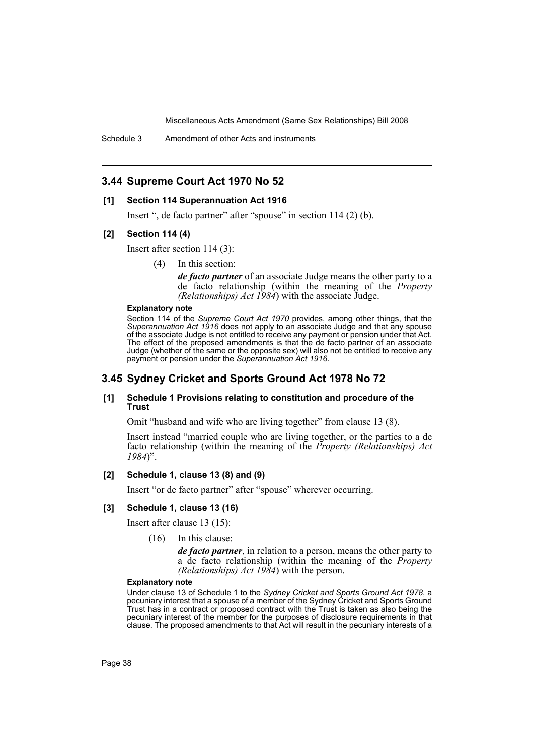## 3.44 Supreme Court Act 1970 No 52

**[1] Section 114 Superannuation Act 1916**

Insert ", de facto partner" after "spouse" in section 114 (2) (b).

**[2] Section 114 (4)**

Insert after section 114 (3):

> (4) In this section:
>
> ***de facto partner*** of an associate Judge means the other party to a de facto relationship (within the meaning of the *Property (Relationships) Act 1984*) with the associate Judge.

**Explanatory note**

Section 114 of the *Supreme Court Act 1970* provides, among other things, that the *Superannuation Act 1916* does not apply to an associate Judge and that any spouse of the associate Judge is not entitled to receive any payment or pension under that Act. The effect of the proposed amendments is that the de facto partner of an associate Judge (whether of the same or the opposite sex) will also not be entitled to receive any payment or pension under the *Superannuation Act 1916*.

## 3.45 Sydney Cricket and Sports Ground Act 1978 No 72

**[1] Schedule 1 Provisions relating to constitution and procedure of the Trust**

Omit "husband and wife who are living together" from clause 13 (8).

Insert instead "married couple who are living together, or the parties to a de facto relationship (within the meaning of the *Property (Relationships) Act 1984*)".

**[2] Schedule 1, clause 13 (8) and (9)**

Insert "or de facto partner" after "spouse" wherever occurring.

**[3] Schedule 1, clause 13 (16)**

Insert after clause 13 (15):

> (16) In this clause:
>
> ***de facto partner***, in relation to a person, means the other party to a de facto relationship (within the meaning of the *Property (Relationships) Act 1984*) with the person.

**Explanatory note**

Under clause 13 of Schedule 1 to the *Sydney Cricket and Sports Ground Act 1978*, a pecuniary interest that a spouse of a member of the Sydney Cricket and Sports Ground Trust has in a contract or proposed contract with the Trust is taken as also being the pecuniary interest of the member for the purposes of disclosure requirements in that clause. The proposed amendments to that Act will result in the pecuniary interests of a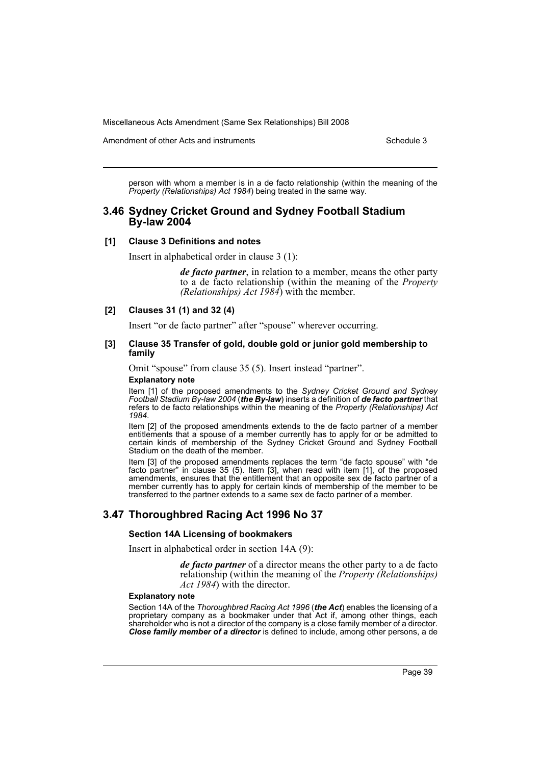person with whom a member is in a de facto relationship (within the meaning of the *Property (Relationships) Act 1984*) being treated in the same way.

## 3.46 Sydney Cricket Ground and Sydney Football Stadium By-law 2004

### [1] Clause 3 Definitions and notes

Insert in alphabetical order in clause 3 (1):

> ***de facto partner***, in relation to a member, means the other party to a de facto relationship (within the meaning of the *Property (Relationships) Act 1984*) with the member.

### [2] Clauses 31 (1) and 32 (4)

Insert "or de facto partner" after "spouse" wherever occurring.

### [3] Clause 35 Transfer of gold, double gold or junior gold membership to family

Omit "spouse" from clause 35 (5). Insert instead "partner".

**Explanatory note**

Item [1] of the proposed amendments to the *Sydney Cricket Ground and Sydney Football Stadium By-law 2004* (***the By-law***) inserts a definition of ***de facto partner*** that refers to de facto relationships within the meaning of the *Property (Relationships) Act 1984*.

Item [2] of the proposed amendments extends to the de facto partner of a member entitlements that a spouse of a member currently has to apply for or be admitted to certain kinds of membership of the Sydney Cricket Ground and Sydney Football Stadium on the death of the member.

Item [3] of the proposed amendments replaces the term "de facto spouse" with "de facto partner" in clause 35 (5). Item [3], when read with item [1], of the proposed amendments, ensures that the entitlement that an opposite sex de facto partner of a member currently has to apply for certain kinds of membership of the member to be transferred to the partner extends to a same sex de facto partner of a member.

## 3.47 Thoroughbred Racing Act 1996 No 37

### Section 14A Licensing of bookmakers

Insert in alphabetical order in section 14A (9):

> ***de facto partner*** of a director means the other party to a de facto relationship (within the meaning of the *Property (Relationships) Act 1984*) with the director.

**Explanatory note**

Section 14A of the *Thoroughbred Racing Act 1996* (***the Act***) enables the licensing of a proprietary company as a bookmaker under that Act if, among other things, each shareholder who is not a director of the company is a close family member of a director. ***Close family member of a director*** is defined to include, among other persons, a de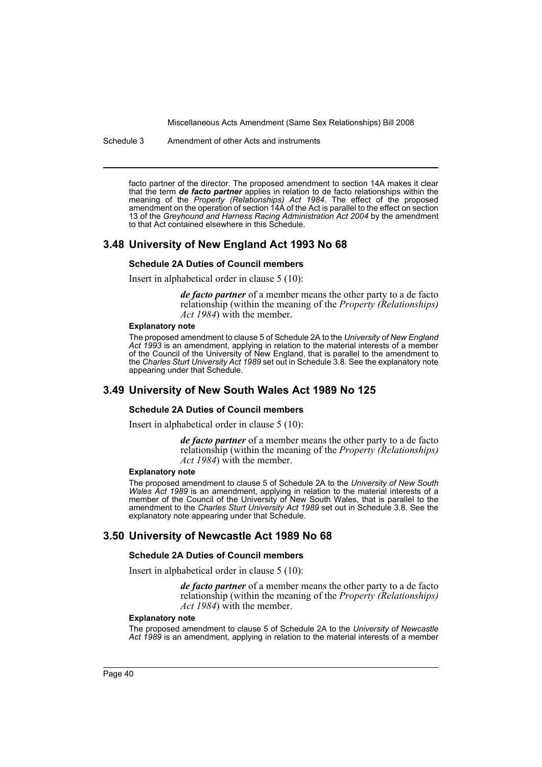facto partner of the director. The proposed amendment to section 14A makes it clear that the term ***de facto partner*** applies in relation to de facto relationships within the meaning of the *Property (Relationships) Act 1984*. The effect of the proposed amendment on the operation of section 14A of the Act is parallel to the effect on section 13 of the *Greyhound and Harness Racing Administration Act 2004* by the amendment to that Act contained elsewhere in this Schedule.

## 3.48 University of New England Act 1993 No 68

### Schedule 2A Duties of Council members

Insert in alphabetical order in clause 5 (10):

> ***de facto partner*** of a member means the other party to a de facto relationship (within the meaning of the *Property (Relationships) Act 1984*) with the member.

**Explanatory note**

The proposed amendment to clause 5 of Schedule 2A to the *University of New England Act 1993* is an amendment, applying in relation to the material interests of a member of the Council of the University of New England, that is parallel to the amendment to the *Charles Sturt University Act 1989* set out in Schedule 3.8. See the explanatory note appearing under that Schedule.

## 3.49 University of New South Wales Act 1989 No 125

### Schedule 2A Duties of Council members

Insert in alphabetical order in clause 5 (10):

> ***de facto partner*** of a member means the other party to a de facto relationship (within the meaning of the *Property (Relationships) Act 1984*) with the member.

**Explanatory note**

The proposed amendment to clause 5 of Schedule 2A to the *University of New South Wales Act 1989* is an amendment, applying in relation to the material interests of a member of the Council of the University of New South Wales, that is parallel to the amendment to the *Charles Sturt University Act 1989* set out in Schedule 3.8. See the explanatory note appearing under that Schedule.

## 3.50 University of Newcastle Act 1989 No 68

### Schedule 2A Duties of Council members

Insert in alphabetical order in clause 5 (10):

> ***de facto partner*** of a member means the other party to a de facto relationship (within the meaning of the *Property (Relationships) Act 1984*) with the member.

**Explanatory note**

The proposed amendment to clause 5 of Schedule 2A to the *University of Newcastle Act 1989* is an amendment, applying in relation to the material interests of a member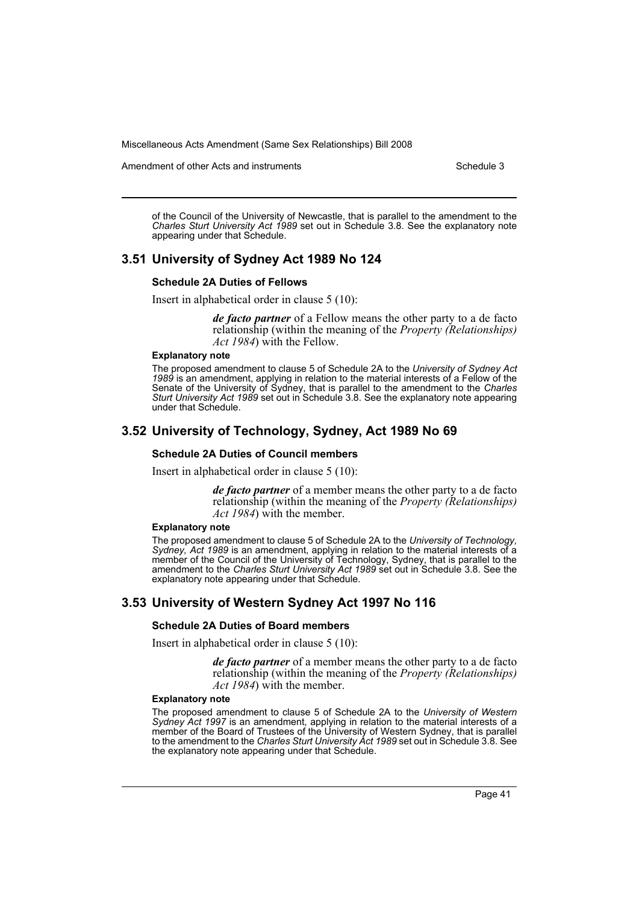of the Council of the University of Newcastle, that is parallel to the amendment to the *Charles Sturt University Act 1989* set out in Schedule 3.8. See the explanatory note appearing under that Schedule.

## 3.51 University of Sydney Act 1989 No 124

### Schedule 2A Duties of Fellows

Insert in alphabetical order in clause 5 (10):

> ***de facto partner*** of a Fellow means the other party to a de facto relationship (within the meaning of the *Property (Relationships) Act 1984*) with the Fellow.

#### Explanatory note

The proposed amendment to clause 5 of Schedule 2A to the *University of Sydney Act 1989* is an amendment, applying in relation to the material interests of a Fellow of the Senate of the University of Sydney, that is parallel to the amendment to the *Charles Sturt University Act 1989* set out in Schedule 3.8. See the explanatory note appearing under that Schedule.

## 3.52 University of Technology, Sydney, Act 1989 No 69

### Schedule 2A Duties of Council members

Insert in alphabetical order in clause 5 (10):

> ***de facto partner*** of a member means the other party to a de facto relationship (within the meaning of the *Property (Relationships) Act 1984*) with the member.

#### Explanatory note

The proposed amendment to clause 5 of Schedule 2A to the *University of Technology, Sydney, Act 1989* is an amendment, applying in relation to the material interests of a member of the Council of the University of Technology, Sydney, that is parallel to the amendment to the *Charles Sturt University Act 1989* set out in Schedule 3.8. See the explanatory note appearing under that Schedule.

## 3.53 University of Western Sydney Act 1997 No 116

### Schedule 2A Duties of Board members

Insert in alphabetical order in clause 5 (10):

> ***de facto partner*** of a member means the other party to a de facto relationship (within the meaning of the *Property (Relationships) Act 1984*) with the member.

#### Explanatory note

The proposed amendment to clause 5 of Schedule 2A to the *University of Western Sydney Act 1997* is an amendment, applying in relation to the material interests of a member of the Board of Trustees of the University of Western Sydney, that is parallel to the amendment to the *Charles Sturt University Act 1989* set out in Schedule 3.8. See the explanatory note appearing under that Schedule.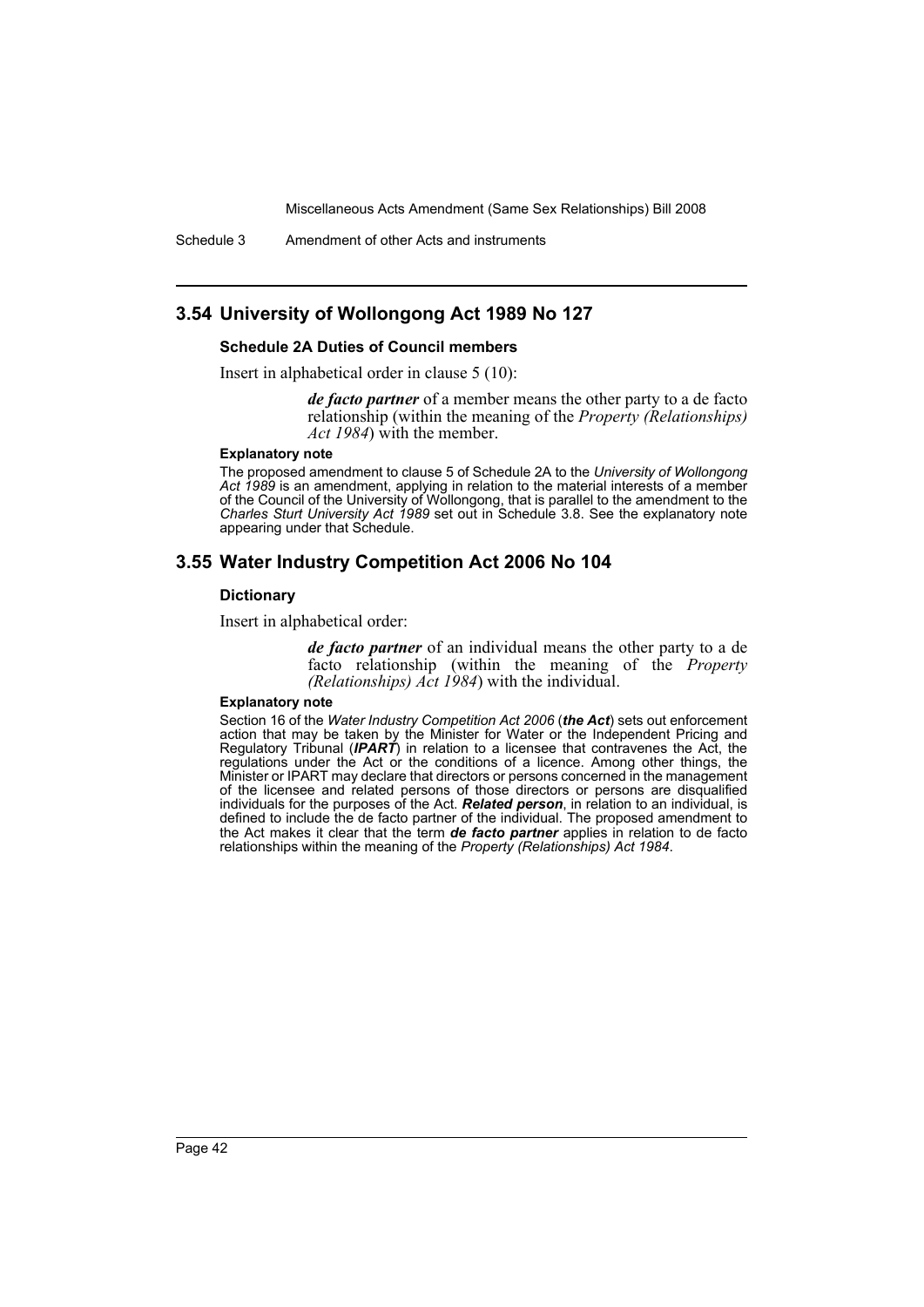## 3.54 University of Wollongong Act 1989 No 127

### Schedule 2A Duties of Council members

Insert in alphabetical order in clause 5 (10):

> ***de facto partner*** of a member means the other party to a de facto relationship (within the meaning of the *Property (Relationships) Act 1984*) with the member.

**Explanatory note**

The proposed amendment to clause 5 of Schedule 2A to the *University of Wollongong Act 1989* is an amendment, applying in relation to the material interests of a member of the Council of the University of Wollongong, that is parallel to the amendment to the *Charles Sturt University Act 1989* set out in Schedule 3.8. See the explanatory note appearing under that Schedule.

## 3.55 Water Industry Competition Act 2006 No 104

### Dictionary

Insert in alphabetical order:

> ***de facto partner*** of an individual means the other party to a de facto relationship (within the meaning of the *Property (Relationships) Act 1984*) with the individual.

**Explanatory note**

Section 16 of the *Water Industry Competition Act 2006* (***the Act***) sets out enforcement action that may be taken by the Minister for Water or the Independent Pricing and Regulatory Tribunal (***IPART***) in relation to a licensee that contravenes the Act, the regulations under the Act or the conditions of a licence. Among other things, the Minister or IPART may declare that directors or persons concerned in the management of the licensee and related persons of those directors or persons are disqualified individuals for the purposes of the Act. ***Related person***, in relation to an individual, is defined to include the de facto partner of the individual. The proposed amendment to the Act makes it clear that the term ***de facto partner*** applies in relation to de facto relationships within the meaning of the *Property (Relationships) Act 1984*.